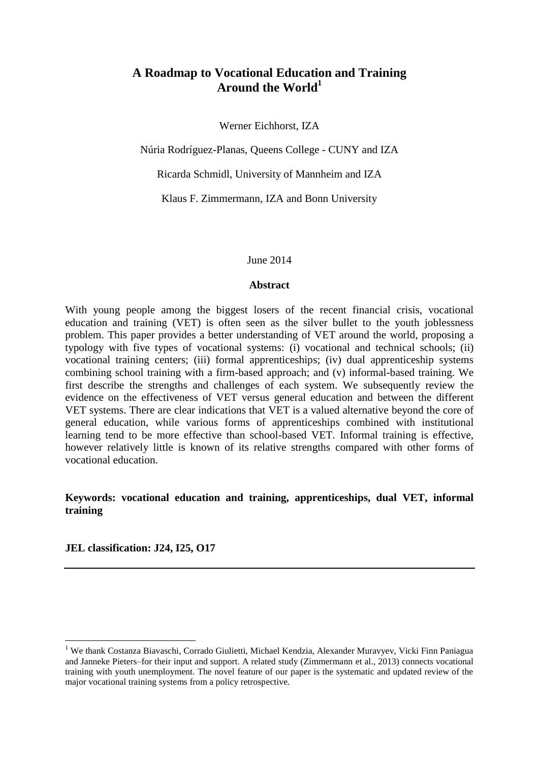# A Roadmap to Vocational Education and Training Around the World[1]

Werner Eichhorst, IZA

Núria Rodríguez-Planas, Queens College - CUNY and IZA

Ricarda Schmidl, University of Mannheim and IZA

Klaus F. Zimmermann, IZA and Bonn University

June 2014

**Abstract**

With young people among the biggest losers of the recent financial crisis, vocational education and training (VET) is often seen as the silver bullet to the youth joblessness problem. This paper provides a better understanding of VET around the world, proposing a typology with five types of vocational systems: (i) vocational and technical schools; (ii) vocational training centers; (iii) formal apprenticeships; (iv) dual apprenticeship systems combining school training with a firm-based approach; and (v) informal-based training. We first describe the strengths and challenges of each system. We subsequently review the evidence on the effectiveness of VET versus general education and between the different VET systems. There are clear indications that VET is a valued alternative beyond the core of general education, while various forms of apprenticeships combined with institutional learning tend to be more effective than school-based VET. Informal training is effective, however relatively little is known of its relative strengths compared with other forms of vocational education.

**Keywords: vocational education and training, apprenticeships, dual VET, informal training**

**JEL classification: J24, I25, O17**

---

[1] We thank Costanza Biavaschi, Corrado Giulietti, Michael Kendzia, Alexander Muravyev, Vicki Finn Paniagua and Janneke Pieters–for their input and support. A related study (Zimmermann et al., 2013) connects vocational training with youth unemployment. The novel feature of our paper is the systematic and updated review of the major vocational training systems from a policy retrospective.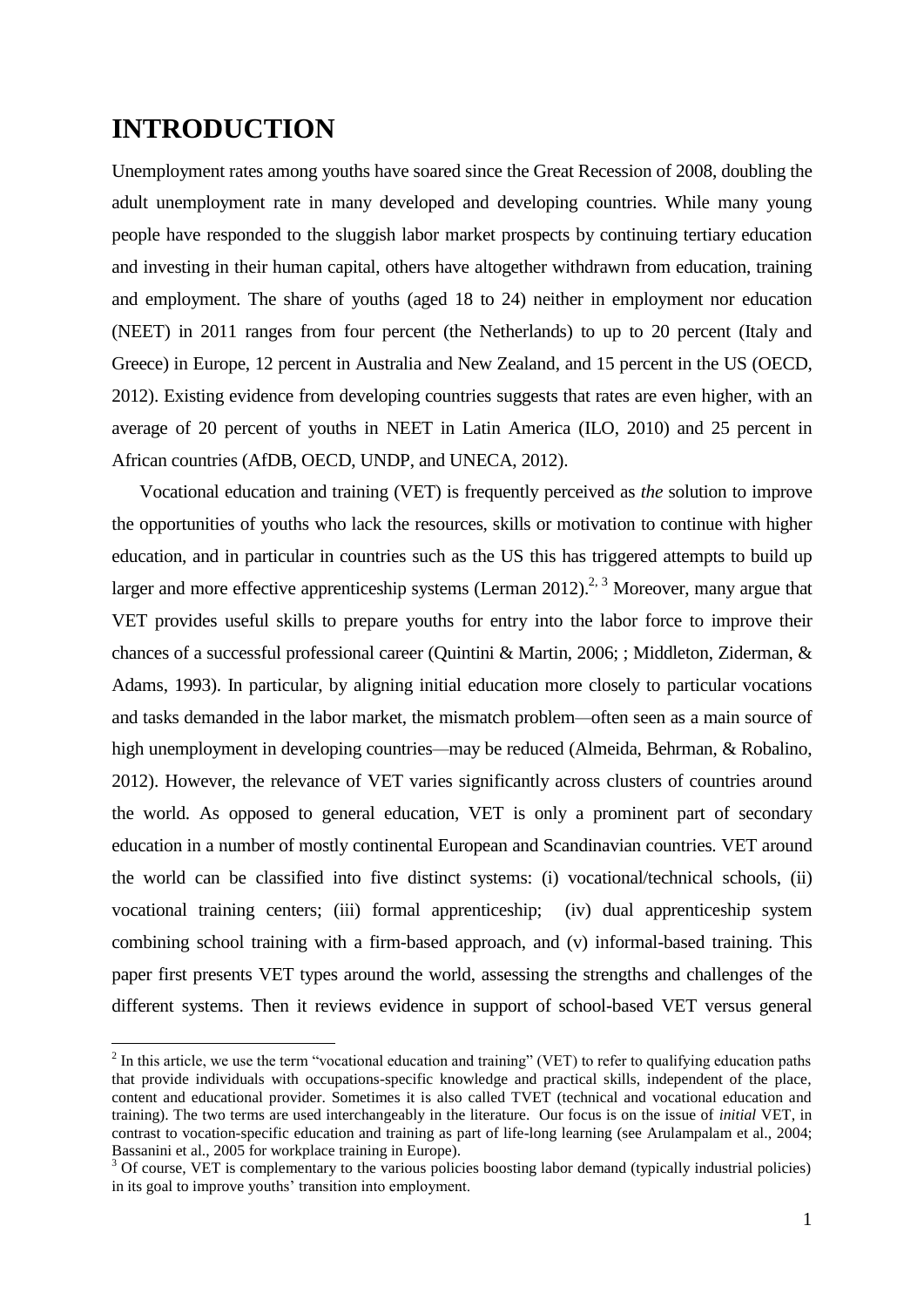# INTRODUCTION

Unemployment rates among youths have soared since the Great Recession of 2008, doubling the adult unemployment rate in many developed and developing countries. While many young people have responded to the sluggish labor market prospects by continuing tertiary education and investing in their human capital, others have altogether withdrawn from education, training and employment. The share of youths (aged 18 to 24) neither in employment nor education (NEET) in 2011 ranges from four percent (the Netherlands) to up to 20 percent (Italy and Greece) in Europe, 12 percent in Australia and New Zealand, and 15 percent in the US (OECD, 2012). Existing evidence from developing countries suggests that rates are even higher, with an average of 20 percent of youths in NEET in Latin America (ILO, 2010) and 25 percent in African countries (AfDB, OECD, UNDP, and UNECA, 2012).

Vocational education and training (VET) is frequently perceived as *the* solution to improve the opportunities of youths who lack the resources, skills or motivation to continue with higher education, and in particular in countries such as the US this has triggered attempts to build up larger and more effective apprenticeship systems (Lerman 2012).[2, 3] Moreover, many argue that VET provides useful skills to prepare youths for entry into the labor force to improve their chances of a successful professional career (Quintini & Martin, 2006; ; Middleton, Ziderman, & Adams, 1993). In particular, by aligning initial education more closely to particular vocations and tasks demanded in the labor market, the mismatch problem—often seen as a main source of high unemployment in developing countries—may be reduced (Almeida, Behrman, & Robalino, 2012). However, the relevance of VET varies significantly across clusters of countries around the world. As opposed to general education, VET is only a prominent part of secondary education in a number of mostly continental European and Scandinavian countries. VET around the world can be classified into five distinct systems: (i) vocational/technical schools, (ii) vocational training centers; (iii) formal apprenticeship; (iv) dual apprenticeship system combining school training with a firm-based approach, and (v) informal-based training. This paper first presents VET types around the world, assessing the strengths and challenges of the different systems. Then it reviews evidence in support of school-based VET versus general

---

[2] In this article, we use the term "vocational education and training" (VET) to refer to qualifying education paths that provide individuals with occupations-specific knowledge and practical skills, independent of the place, content and educational provider. Sometimes it is also called TVET (technical and vocational education and training). The two terms are used interchangeably in the literature. Our focus is on the issue of *initial* VET, in contrast to vocation-specific education and training as part of life-long learning (see Arulampalam et al., 2004; Bassanini et al., 2005 for workplace training in Europe).

[3] Of course, VET is complementary to the various policies boosting labor demand (typically industrial policies) in its goal to improve youths' transition into employment.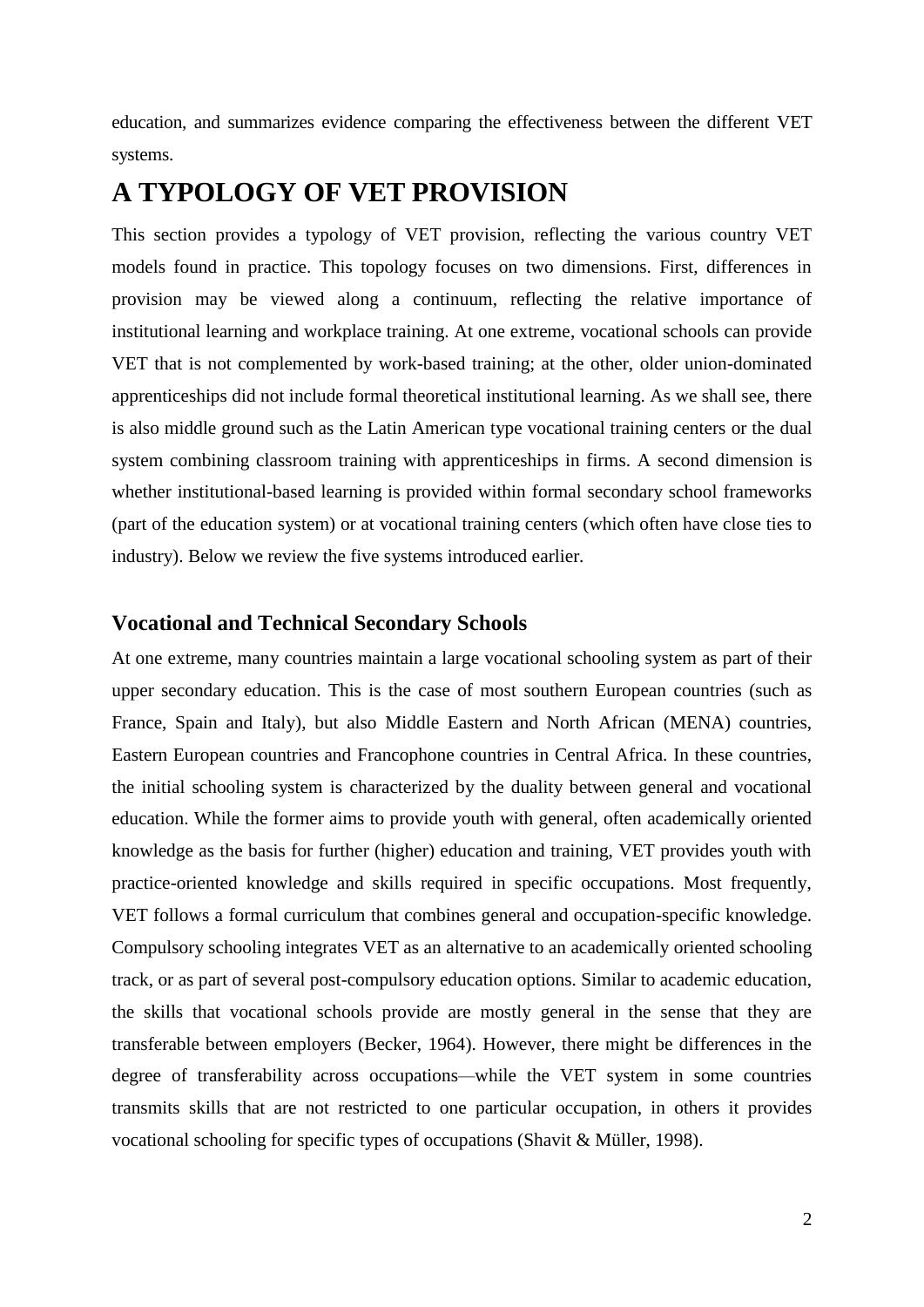education, and summarizes evidence comparing the effectiveness between the different VET systems.

# A TYPOLOGY OF VET PROVISION

This section provides a typology of VET provision, reflecting the various country VET models found in practice. This topology focuses on two dimensions. First, differences in provision may be viewed along a continuum, reflecting the relative importance of institutional learning and workplace training. At one extreme, vocational schools can provide VET that is not complemented by work-based training; at the other, older union-dominated apprenticeships did not include formal theoretical institutional learning. As we shall see, there is also middle ground such as the Latin American type vocational training centers or the dual system combining classroom training with apprenticeships in firms. A second dimension is whether institutional-based learning is provided within formal secondary school frameworks (part of the education system) or at vocational training centers (which often have close ties to industry). Below we review the five systems introduced earlier.

### Vocational and Technical Secondary Schools

At one extreme, many countries maintain a large vocational schooling system as part of their upper secondary education. This is the case of most southern European countries (such as France, Spain and Italy), but also Middle Eastern and North African (MENA) countries, Eastern European countries and Francophone countries in Central Africa. In these countries, the initial schooling system is characterized by the duality between general and vocational education. While the former aims to provide youth with general, often academically oriented knowledge as the basis for further (higher) education and training, VET provides youth with practice-oriented knowledge and skills required in specific occupations. Most frequently, VET follows a formal curriculum that combines general and occupation-specific knowledge. Compulsory schooling integrates VET as an alternative to an academically oriented schooling track, or as part of several post-compulsory education options. Similar to academic education, the skills that vocational schools provide are mostly general in the sense that they are transferable between employers (Becker, 1964). However, there might be differences in the degree of transferability across occupations—while the VET system in some countries transmits skills that are not restricted to one particular occupation, in others it provides vocational schooling for specific types of occupations (Shavit & Müller, 1998).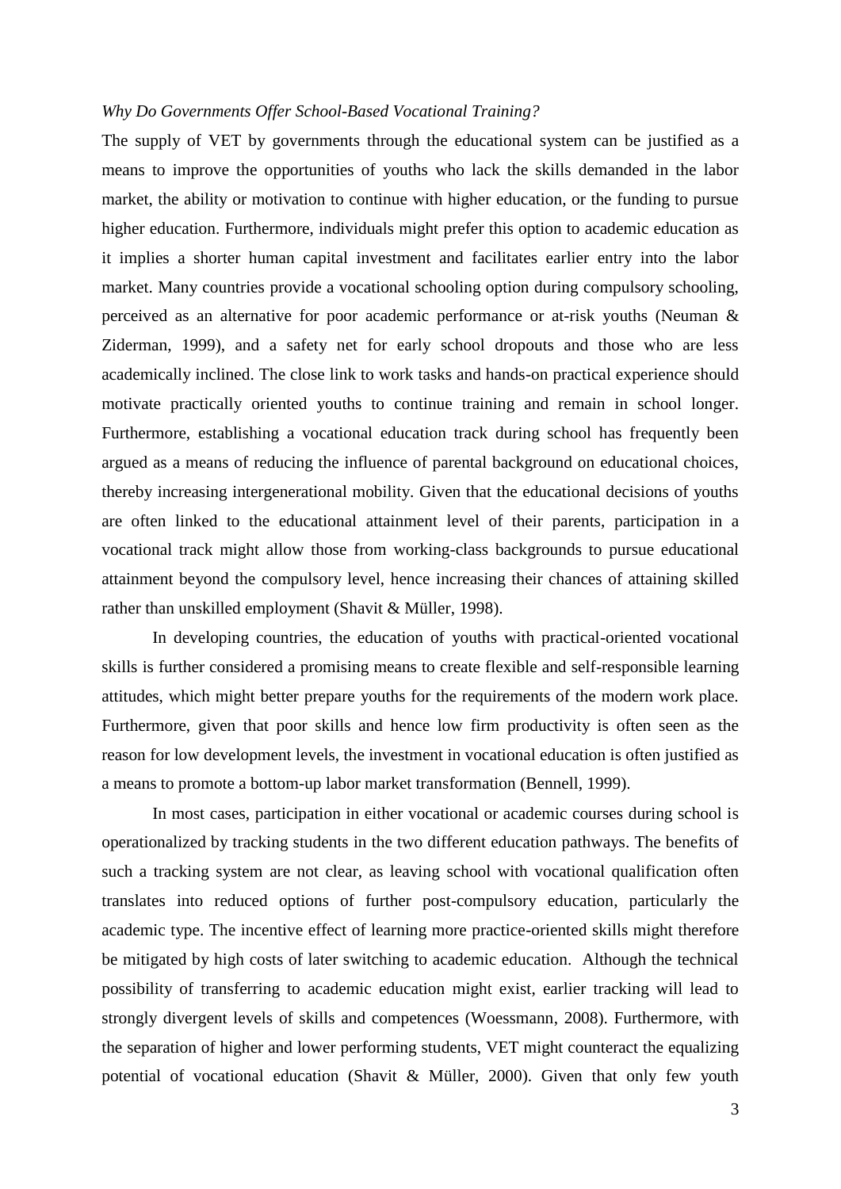*Why Do Governments Offer School-Based Vocational Training?*

The supply of VET by governments through the educational system can be justified as a means to improve the opportunities of youths who lack the skills demanded in the labor market, the ability or motivation to continue with higher education, or the funding to pursue higher education. Furthermore, individuals might prefer this option to academic education as it implies a shorter human capital investment and facilitates earlier entry into the labor market. Many countries provide a vocational schooling option during compulsory schooling, perceived as an alternative for poor academic performance or at-risk youths (Neuman & Ziderman, 1999), and a safety net for early school dropouts and those who are less academically inclined. The close link to work tasks and hands-on practical experience should motivate practically oriented youths to continue training and remain in school longer. Furthermore, establishing a vocational education track during school has frequently been argued as a means of reducing the influence of parental background on educational choices, thereby increasing intergenerational mobility. Given that the educational decisions of youths are often linked to the educational attainment level of their parents, participation in a vocational track might allow those from working-class backgrounds to pursue educational attainment beyond the compulsory level, hence increasing their chances of attaining skilled rather than unskilled employment (Shavit & Müller, 1998).

In developing countries, the education of youths with practical-oriented vocational skills is further considered a promising means to create flexible and self-responsible learning attitudes, which might better prepare youths for the requirements of the modern work place. Furthermore, given that poor skills and hence low firm productivity is often seen as the reason for low development levels, the investment in vocational education is often justified as a means to promote a bottom-up labor market transformation (Bennell, 1999).

In most cases, participation in either vocational or academic courses during school is operationalized by tracking students in the two different education pathways. The benefits of such a tracking system are not clear, as leaving school with vocational qualification often translates into reduced options of further post-compulsory education, particularly the academic type. The incentive effect of learning more practice-oriented skills might therefore be mitigated by high costs of later switching to academic education. Although the technical possibility of transferring to academic education might exist, earlier tracking will lead to strongly divergent levels of skills and competences (Woessmann, 2008). Furthermore, with the separation of higher and lower performing students, VET might counteract the equalizing potential of vocational education (Shavit & Müller, 2000). Given that only few youth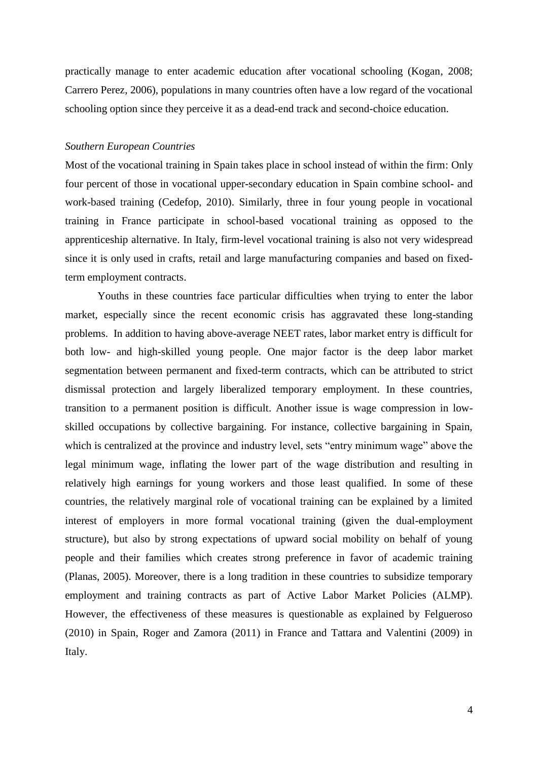practically manage to enter academic education after vocational schooling (Kogan, 2008; Carrero Perez, 2006), populations in many countries often have a low regard of the vocational schooling option since they perceive it as a dead-end track and second-choice education.

*Southern European Countries*

Most of the vocational training in Spain takes place in school instead of within the firm: Only four percent of those in vocational upper-secondary education in Spain combine school- and work-based training (Cedefop, 2010). Similarly, three in four young people in vocational training in France participate in school-based vocational training as opposed to the apprenticeship alternative. In Italy, firm-level vocational training is also not very widespread since it is only used in crafts, retail and large manufacturing companies and based on fixed-term employment contracts.

Youths in these countries face particular difficulties when trying to enter the labor market, especially since the recent economic crisis has aggravated these long-standing problems. In addition to having above-average NEET rates, labor market entry is difficult for both low- and high-skilled young people. One major factor is the deep labor market segmentation between permanent and fixed-term contracts, which can be attributed to strict dismissal protection and largely liberalized temporary employment. In these countries, transition to a permanent position is difficult. Another issue is wage compression in low-skilled occupations by collective bargaining. For instance, collective bargaining in Spain, which is centralized at the province and industry level, sets "entry minimum wage" above the legal minimum wage, inflating the lower part of the wage distribution and resulting in relatively high earnings for young workers and those least qualified. In some of these countries, the relatively marginal role of vocational training can be explained by a limited interest of employers in more formal vocational training (given the dual-employment structure), but also by strong expectations of upward social mobility on behalf of young people and their families which creates strong preference in favor of academic training (Planas, 2005). Moreover, there is a long tradition in these countries to subsidize temporary employment and training contracts as part of Active Labor Market Policies (ALMP). However, the effectiveness of these measures is questionable as explained by Felgueroso (2010) in Spain, Roger and Zamora (2011) in France and Tattara and Valentini (2009) in Italy.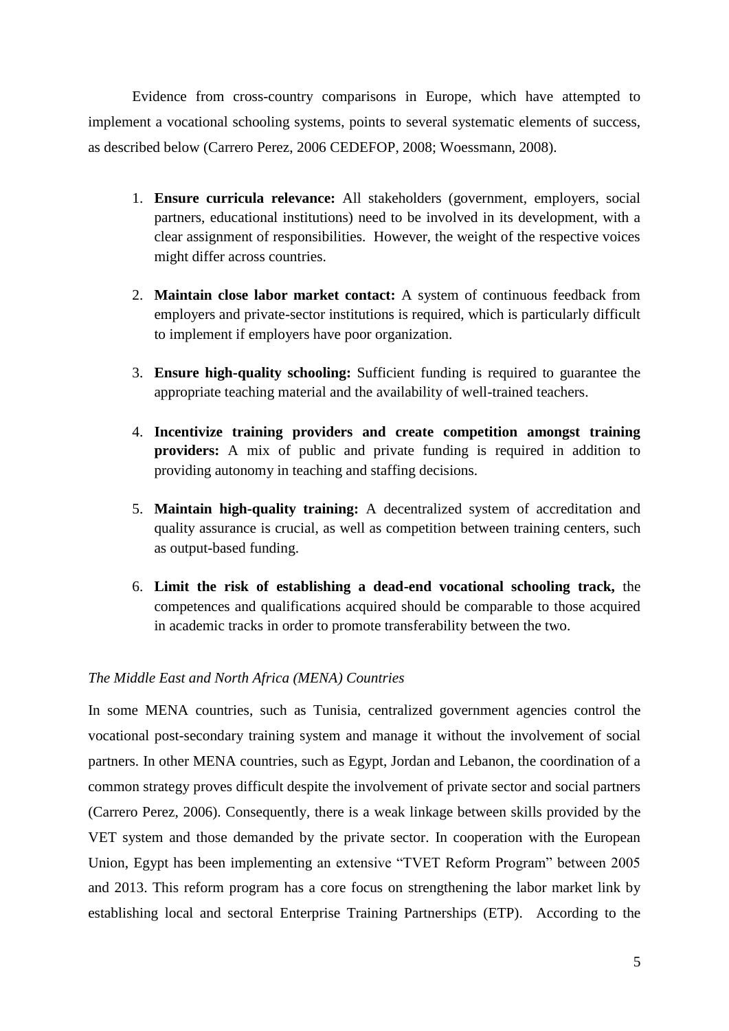Evidence from cross-country comparisons in Europe, which have attempted to implement a vocational schooling systems, points to several systematic elements of success, as described below (Carrero Perez, 2006 CEDEFOP, 2008; Woessmann, 2008).

1. **Ensure curricula relevance:** All stakeholders (government, employers, social partners, educational institutions) need to be involved in its development, with a clear assignment of responsibilities. However, the weight of the respective voices might differ across countries.

2. **Maintain close labor market contact:** A system of continuous feedback from employers and private-sector institutions is required, which is particularly difficult to implement if employers have poor organization.

3. **Ensure high-quality schooling:** Sufficient funding is required to guarantee the appropriate teaching material and the availability of well-trained teachers.

4. **Incentivize training providers and create competition amongst training providers:** A mix of public and private funding is required in addition to providing autonomy in teaching and staffing decisions.

5. **Maintain high-quality training:** A decentralized system of accreditation and quality assurance is crucial, as well as competition between training centers, such as output-based funding.

6. **Limit the risk of establishing a dead-end vocational schooling track,** the competences and qualifications acquired should be comparable to those acquired in academic tracks in order to promote transferability between the two.

*The Middle East and North Africa (MENA) Countries*

In some MENA countries, such as Tunisia, centralized government agencies control the vocational post-secondary training system and manage it without the involvement of social partners. In other MENA countries, such as Egypt, Jordan and Lebanon, the coordination of a common strategy proves difficult despite the involvement of private sector and social partners (Carrero Perez, 2006). Consequently, there is a weak linkage between skills provided by the VET system and those demanded by the private sector. In cooperation with the European Union, Egypt has been implementing an extensive "TVET Reform Program" between 2005 and 2013. This reform program has a core focus on strengthening the labor market link by establishing local and sectoral Enterprise Training Partnerships (ETP). According to the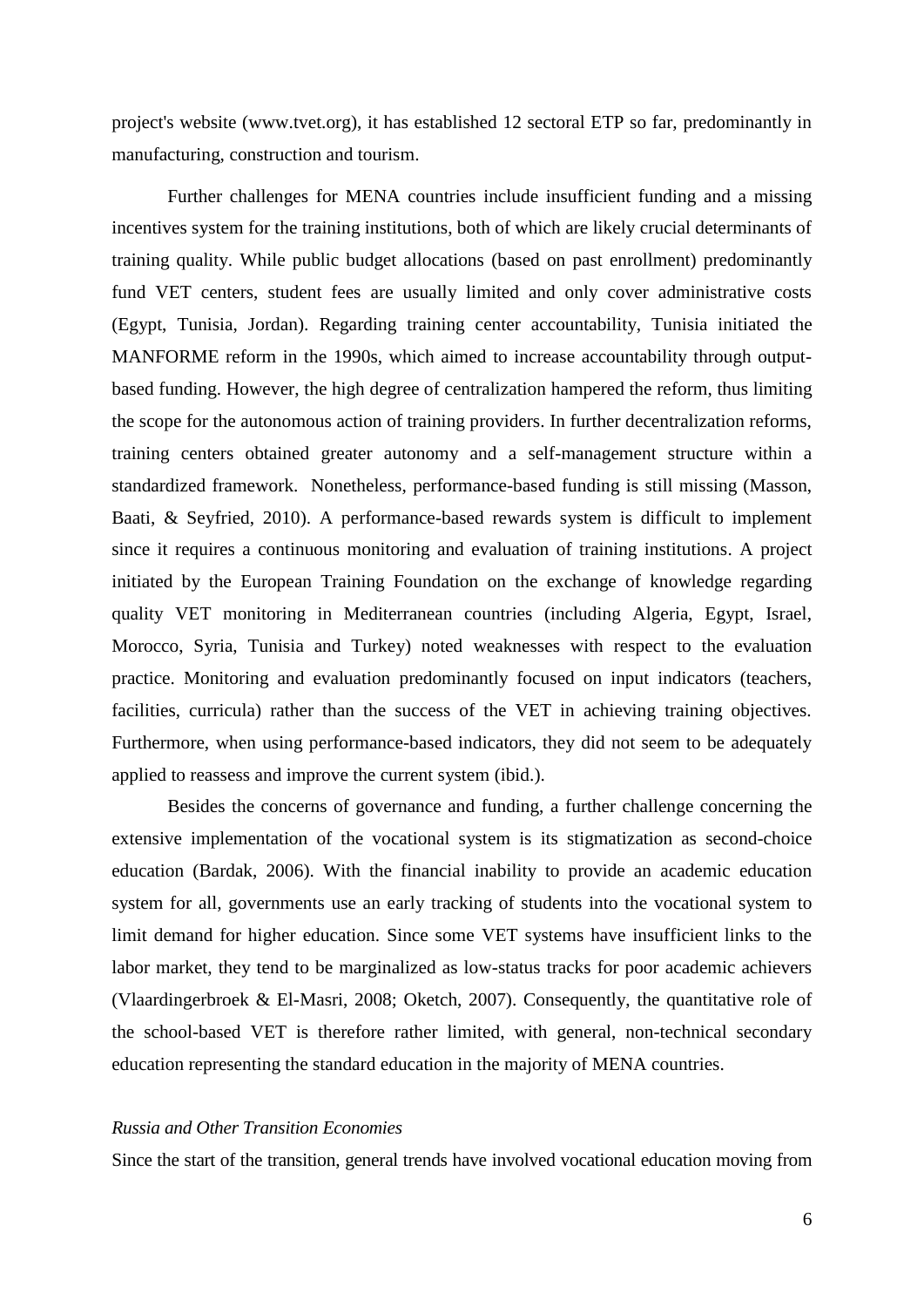project's website (www.tvet.org), it has established 12 sectoral ETP so far, predominantly in manufacturing, construction and tourism.

Further challenges for MENA countries include insufficient funding and a missing incentives system for the training institutions, both of which are likely crucial determinants of training quality. While public budget allocations (based on past enrollment) predominantly fund VET centers, student fees are usually limited and only cover administrative costs (Egypt, Tunisia, Jordan). Regarding training center accountability, Tunisia initiated the MANFORME reform in the 1990s, which aimed to increase accountability through output-based funding. However, the high degree of centralization hampered the reform, thus limiting the scope for the autonomous action of training providers. In further decentralization reforms, training centers obtained greater autonomy and a self-management structure within a standardized framework. Nonetheless, performance-based funding is still missing (Masson, Baati, & Seyfried, 2010). A performance-based rewards system is difficult to implement since it requires a continuous monitoring and evaluation of training institutions. A project initiated by the European Training Foundation on the exchange of knowledge regarding quality VET monitoring in Mediterranean countries (including Algeria, Egypt, Israel, Morocco, Syria, Tunisia and Turkey) noted weaknesses with respect to the evaluation practice. Monitoring and evaluation predominantly focused on input indicators (teachers, facilities, curricula) rather than the success of the VET in achieving training objectives. Furthermore, when using performance-based indicators, they did not seem to be adequately applied to reassess and improve the current system (ibid.).

Besides the concerns of governance and funding, a further challenge concerning the extensive implementation of the vocational system is its stigmatization as second-choice education (Bardak, 2006). With the financial inability to provide an academic education system for all, governments use an early tracking of students into the vocational system to limit demand for higher education. Since some VET systems have insufficient links to the labor market, they tend to be marginalized as low-status tracks for poor academic achievers (Vlaardingerbroek & El-Masri, 2008; Oketch, 2007). Consequently, the quantitative role of the school-based VET is therefore rather limited, with general, non-technical secondary education representing the standard education in the majority of MENA countries.

*Russia and Other Transition Economies*

Since the start of the transition, general trends have involved vocational education moving from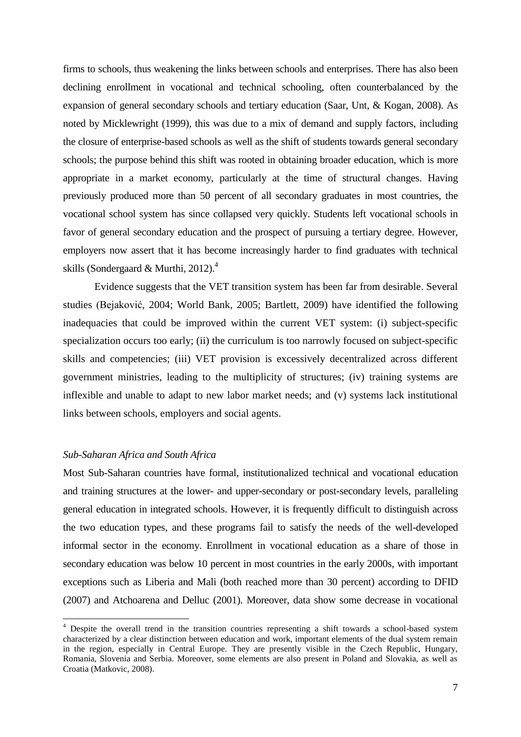firms to schools, thus weakening the links between schools and enterprises. There has also been declining enrollment in vocational and technical schooling, often counterbalanced by the expansion of general secondary schools and tertiary education (Saar, Unt, & Kogan, 2008). As noted by Micklewright (1999), this was due to a mix of demand and supply factors, including the closure of enterprise-based schools as well as the shift of students towards general secondary schools; the purpose behind this shift was rooted in obtaining broader education, which is more appropriate in a market economy, particularly at the time of structural changes. Having previously produced more than 50 percent of all secondary graduates in most countries, the vocational school system has since collapsed very quickly. Students left vocational schools in favor of general secondary education and the prospect of pursuing a tertiary degree. However, employers now assert that it has become increasingly harder to find graduates with technical skills (Sondergaard & Murthi, 2012).[4]

Evidence suggests that the VET transition system has been far from desirable. Several studies (Bejaković, 2004; World Bank, 2005; Bartlett, 2009) have identified the following inadequacies that could be improved within the current VET system: (i) subject-specific specialization occurs too early; (ii) the curriculum is too narrowly focused on subject-specific skills and competencies; (iii) VET provision is excessively decentralized across different government ministries, leading to the multiplicity of structures; (iv) training systems are inflexible and unable to adapt to new labor market needs; and (v) systems lack institutional links between schools, employers and social agents.

*Sub-Saharan Africa and South Africa*

Most Sub-Saharan countries have formal, institutionalized technical and vocational education and training structures at the lower- and upper-secondary or post-secondary levels, paralleling general education in integrated schools. However, it is frequently difficult to distinguish across the two education types, and these programs fail to satisfy the needs of the well-developed informal sector in the economy. Enrollment in vocational education as a share of those in secondary education was below 10 percent in most countries in the early 2000s, with important exceptions such as Liberia and Mali (both reached more than 30 percent) according to DFID (2007) and Atchoarena and Delluc (2001). Moreover, data show some decrease in vocational

[4] Despite the overall trend in the transition countries representing a shift towards a school-based system characterized by a clear distinction between education and work, important elements of the dual system remain in the region, especially in Central Europe. They are presently visible in the Czech Republic, Hungary, Romania, Slovenia and Serbia. Moreover, some elements are also present in Poland and Slovakia, as well as Croatia (Matkovic, 2008).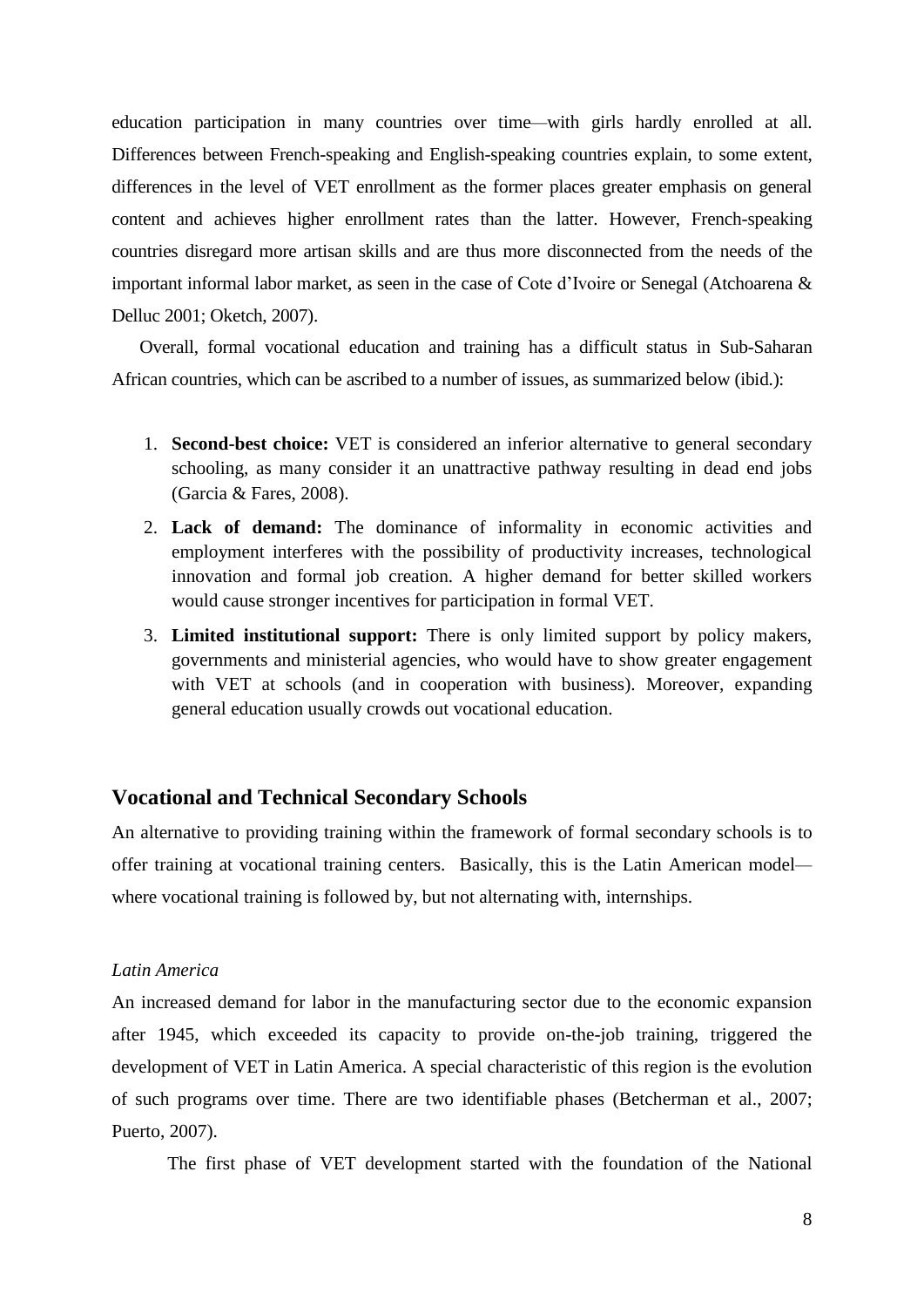education participation in many countries over time—with girls hardly enrolled at all. Differences between French-speaking and English-speaking countries explain, to some extent, differences in the level of VET enrollment as the former places greater emphasis on general content and achieves higher enrollment rates than the latter. However, French-speaking countries disregard more artisan skills and are thus more disconnected from the needs of the important informal labor market, as seen in the case of Cote d'Ivoire or Senegal (Atchoarena & Delluc 2001; Oketch, 2007).

Overall, formal vocational education and training has a difficult status in Sub-Saharan African countries, which can be ascribed to a number of issues, as summarized below (ibid.):

1. **Second-best choice:** VET is considered an inferior alternative to general secondary schooling, as many consider it an unattractive pathway resulting in dead end jobs (Garcia & Fares, 2008).
2. **Lack of demand:** The dominance of informality in economic activities and employment interferes with the possibility of productivity increases, technological innovation and formal job creation. A higher demand for better skilled workers would cause stronger incentives for participation in formal VET.
3. **Limited institutional support:** There is only limited support by policy makers, governments and ministerial agencies, who would have to show greater engagement with VET at schools (and in cooperation with business). Moreover, expanding general education usually crowds out vocational education.

## Vocational and Technical Secondary Schools

An alternative to providing training within the framework of formal secondary schools is to offer training at vocational training centers. Basically, this is the Latin American model—where vocational training is followed by, but not alternating with, internships.

*Latin America*

An increased demand for labor in the manufacturing sector due to the economic expansion after 1945, which exceeded its capacity to provide on-the-job training, triggered the development of VET in Latin America. A special characteristic of this region is the evolution of such programs over time. There are two identifiable phases (Betcherman et al., 2007; Puerto, 2007).

The first phase of VET development started with the foundation of the National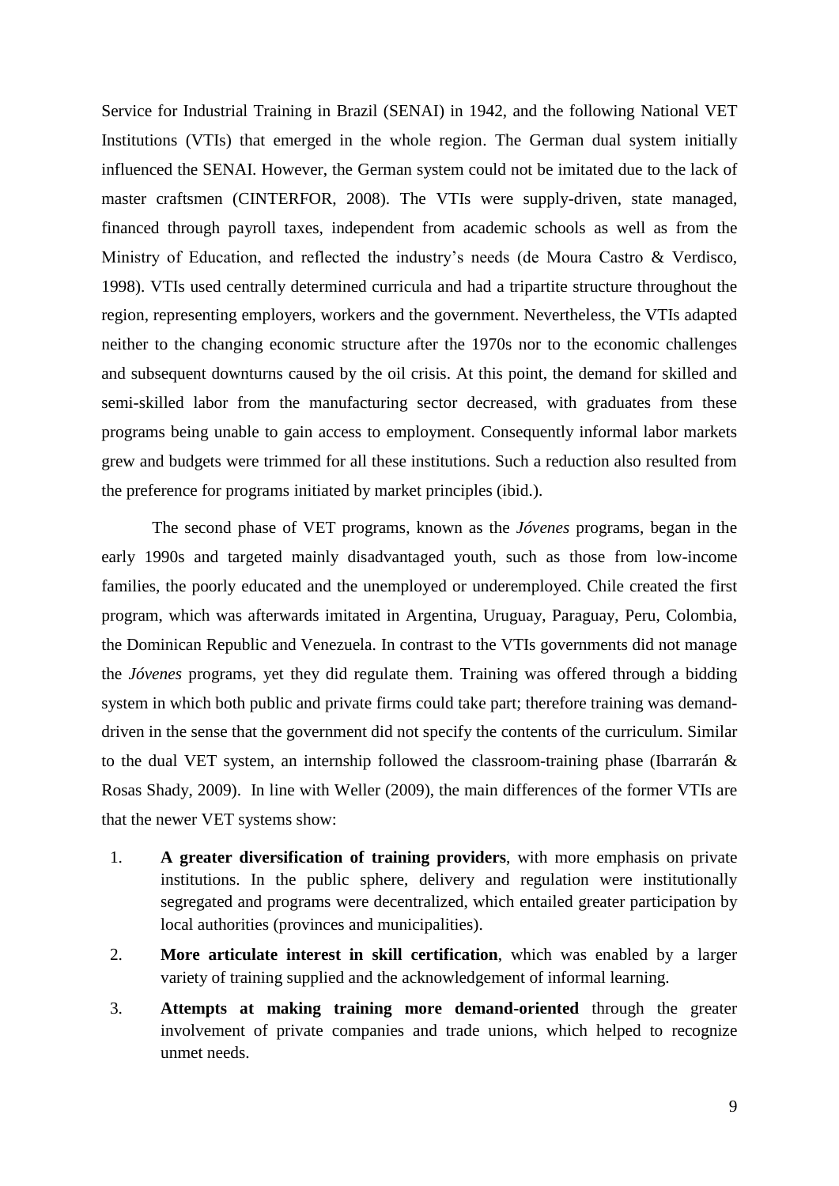Service for Industrial Training in Brazil (SENAI) in 1942, and the following National VET Institutions (VTIs) that emerged in the whole region. The German dual system initially influenced the SENAI. However, the German system could not be imitated due to the lack of master craftsmen (CINTERFOR, 2008). The VTIs were supply-driven, state managed, financed through payroll taxes, independent from academic schools as well as from the Ministry of Education, and reflected the industry's needs (de Moura Castro & Verdisco, 1998). VTIs used centrally determined curricula and had a tripartite structure throughout the region, representing employers, workers and the government. Nevertheless, the VTIs adapted neither to the changing economic structure after the 1970s nor to the economic challenges and subsequent downturns caused by the oil crisis. At this point, the demand for skilled and semi-skilled labor from the manufacturing sector decreased, with graduates from these programs being unable to gain access to employment. Consequently informal labor markets grew and budgets were trimmed for all these institutions. Such a reduction also resulted from the preference for programs initiated by market principles (ibid.).

The second phase of VET programs, known as the *Jóvenes* programs, began in the early 1990s and targeted mainly disadvantaged youth, such as those from low-income families, the poorly educated and the unemployed or underemployed. Chile created the first program, which was afterwards imitated in Argentina, Uruguay, Paraguay, Peru, Colombia, the Dominican Republic and Venezuela. In contrast to the VTIs governments did not manage the *Jóvenes* programs, yet they did regulate them. Training was offered through a bidding system in which both public and private firms could take part; therefore training was demand-driven in the sense that the government did not specify the contents of the curriculum. Similar to the dual VET system, an internship followed the classroom-training phase (Ibarrarán & Rosas Shady, 2009). In line with Weller (2009), the main differences of the former VTIs are that the newer VET systems show:

1. **A greater diversification of training providers**, with more emphasis on private institutions. In the public sphere, delivery and regulation were institutionally segregated and programs were decentralized, which entailed greater participation by local authorities (provinces and municipalities).
2. **More articulate interest in skill certification**, which was enabled by a larger variety of training supplied and the acknowledgement of informal learning.
3. **Attempts at making training more demand-oriented** through the greater involvement of private companies and trade unions, which helped to recognize unmet needs.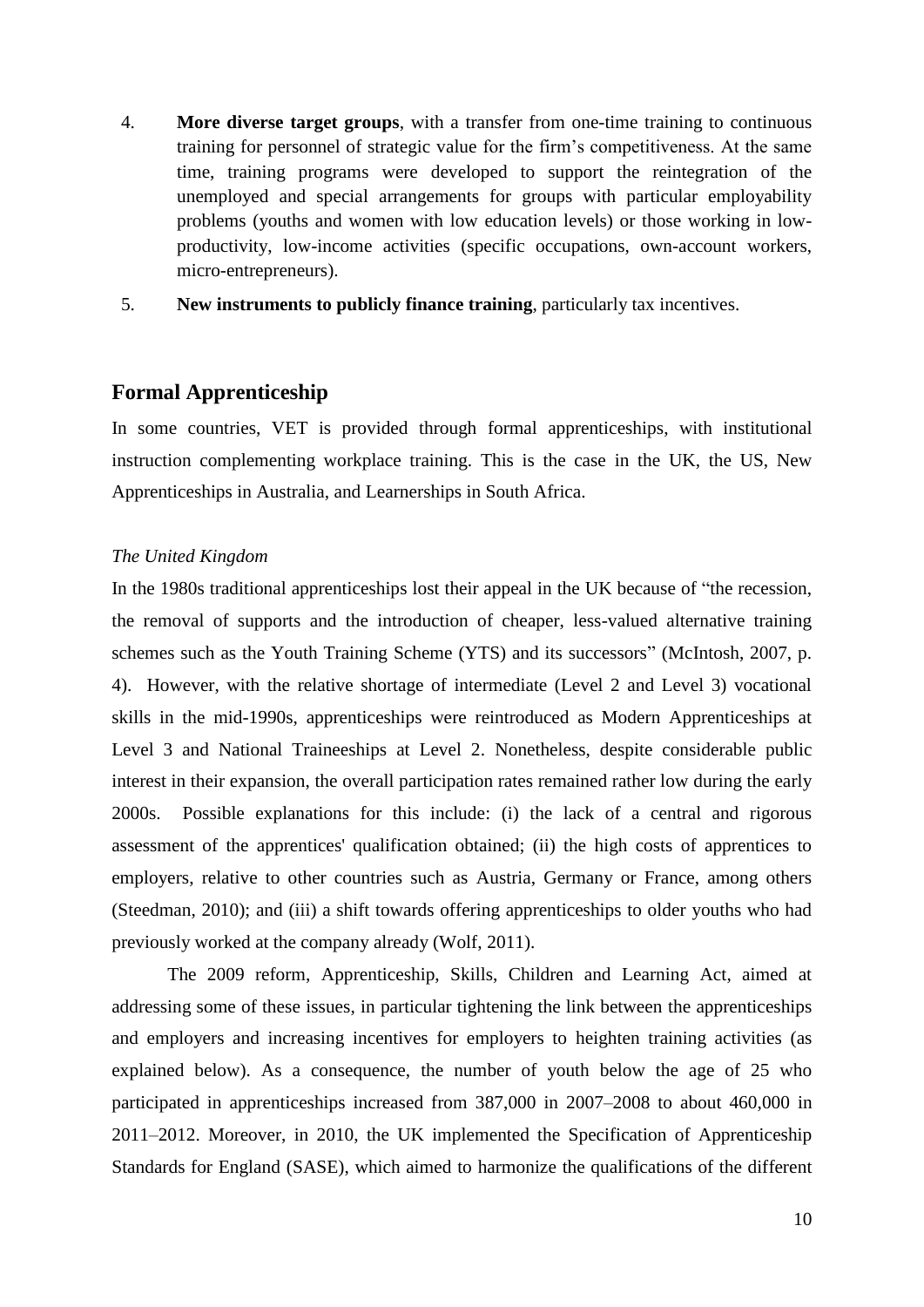4. **More diverse target groups**, with a transfer from one-time training to continuous training for personnel of strategic value for the firm's competitiveness. At the same time, training programs were developed to support the reintegration of the unemployed and special arrangements for groups with particular employability problems (youths and women with low education levels) or those working in low-productivity, low-income activities (specific occupations, own-account workers, micro-entrepreneurs).
5. **New instruments to publicly finance training**, particularly tax incentives.

## Formal Apprenticeship

In some countries, VET is provided through formal apprenticeships, with institutional instruction complementing workplace training. This is the case in the UK, the US, New Apprenticeships in Australia, and Learnerships in South Africa.

*The United Kingdom*

In the 1980s traditional apprenticeships lost their appeal in the UK because of "the recession, the removal of supports and the introduction of cheaper, less-valued alternative training schemes such as the Youth Training Scheme (YTS) and its successors" (McIntosh, 2007, p. 4). However, with the relative shortage of intermediate (Level 2 and Level 3) vocational skills in the mid-1990s, apprenticeships were reintroduced as Modern Apprenticeships at Level 3 and National Traineeships at Level 2. Nonetheless, despite considerable public interest in their expansion, the overall participation rates remained rather low during the early 2000s. Possible explanations for this include: (i) the lack of a central and rigorous assessment of the apprentices' qualification obtained; (ii) the high costs of apprentices to employers, relative to other countries such as Austria, Germany or France, among others (Steedman, 2010); and (iii) a shift towards offering apprenticeships to older youths who had previously worked at the company already (Wolf, 2011).

The 2009 reform, Apprenticeship, Skills, Children and Learning Act, aimed at addressing some of these issues, in particular tightening the link between the apprenticeships and employers and increasing incentives for employers to heighten training activities (as explained below). As a consequence, the number of youth below the age of 25 who participated in apprenticeships increased from 387,000 in 2007–2008 to about 460,000 in 2011–2012. Moreover, in 2010, the UK implemented the Specification of Apprenticeship Standards for England (SASE), which aimed to harmonize the qualifications of the different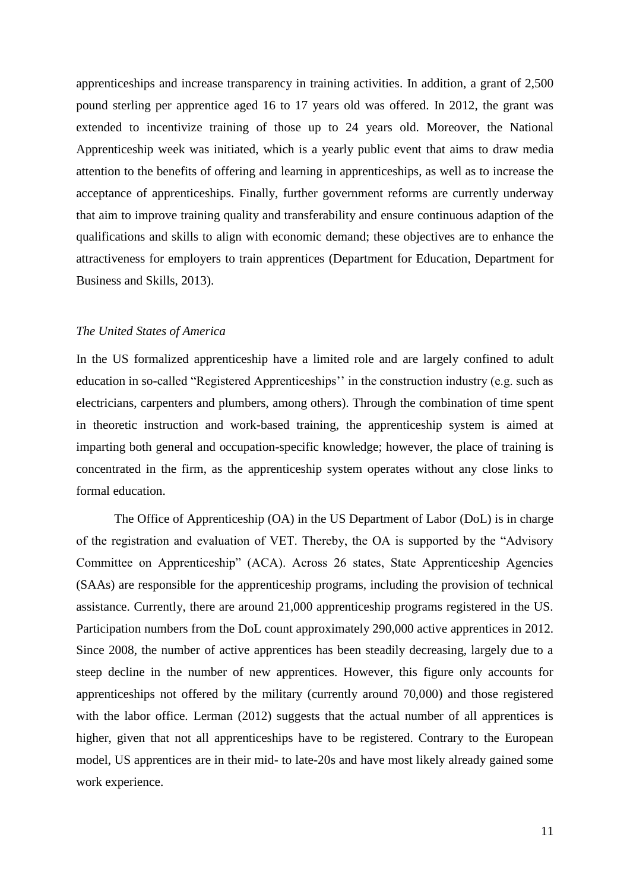apprenticeships and increase transparency in training activities. In addition, a grant of 2,500 pound sterling per apprentice aged 16 to 17 years old was offered. In 2012, the grant was extended to incentivize training of those up to 24 years old. Moreover, the National Apprenticeship week was initiated, which is a yearly public event that aims to draw media attention to the benefits of offering and learning in apprenticeships, as well as to increase the acceptance of apprenticeships. Finally, further government reforms are currently underway that aim to improve training quality and transferability and ensure continuous adaption of the qualifications and skills to align with economic demand; these objectives are to enhance the attractiveness for employers to train apprentices (Department for Education, Department for Business and Skills, 2013).

*The United States of America*

In the US formalized apprenticeship have a limited role and are largely confined to adult education in so-called "Registered Apprenticeships'' in the construction industry (e.g. such as electricians, carpenters and plumbers, among others). Through the combination of time spent in theoretic instruction and work-based training, the apprenticeship system is aimed at imparting both general and occupation-specific knowledge; however, the place of training is concentrated in the firm, as the apprenticeship system operates without any close links to formal education.

The Office of Apprenticeship (OA) in the US Department of Labor (DoL) is in charge of the registration and evaluation of VET. Thereby, the OA is supported by the "Advisory Committee on Apprenticeship" (ACA). Across 26 states, State Apprenticeship Agencies (SAAs) are responsible for the apprenticeship programs, including the provision of technical assistance. Currently, there are around 21,000 apprenticeship programs registered in the US. Participation numbers from the DoL count approximately 290,000 active apprentices in 2012. Since 2008, the number of active apprentices has been steadily decreasing, largely due to a steep decline in the number of new apprentices. However, this figure only accounts for apprenticeships not offered by the military (currently around 70,000) and those registered with the labor office. Lerman (2012) suggests that the actual number of all apprentices is higher, given that not all apprenticeships have to be registered. Contrary to the European model, US apprentices are in their mid- to late-20s and have most likely already gained some work experience.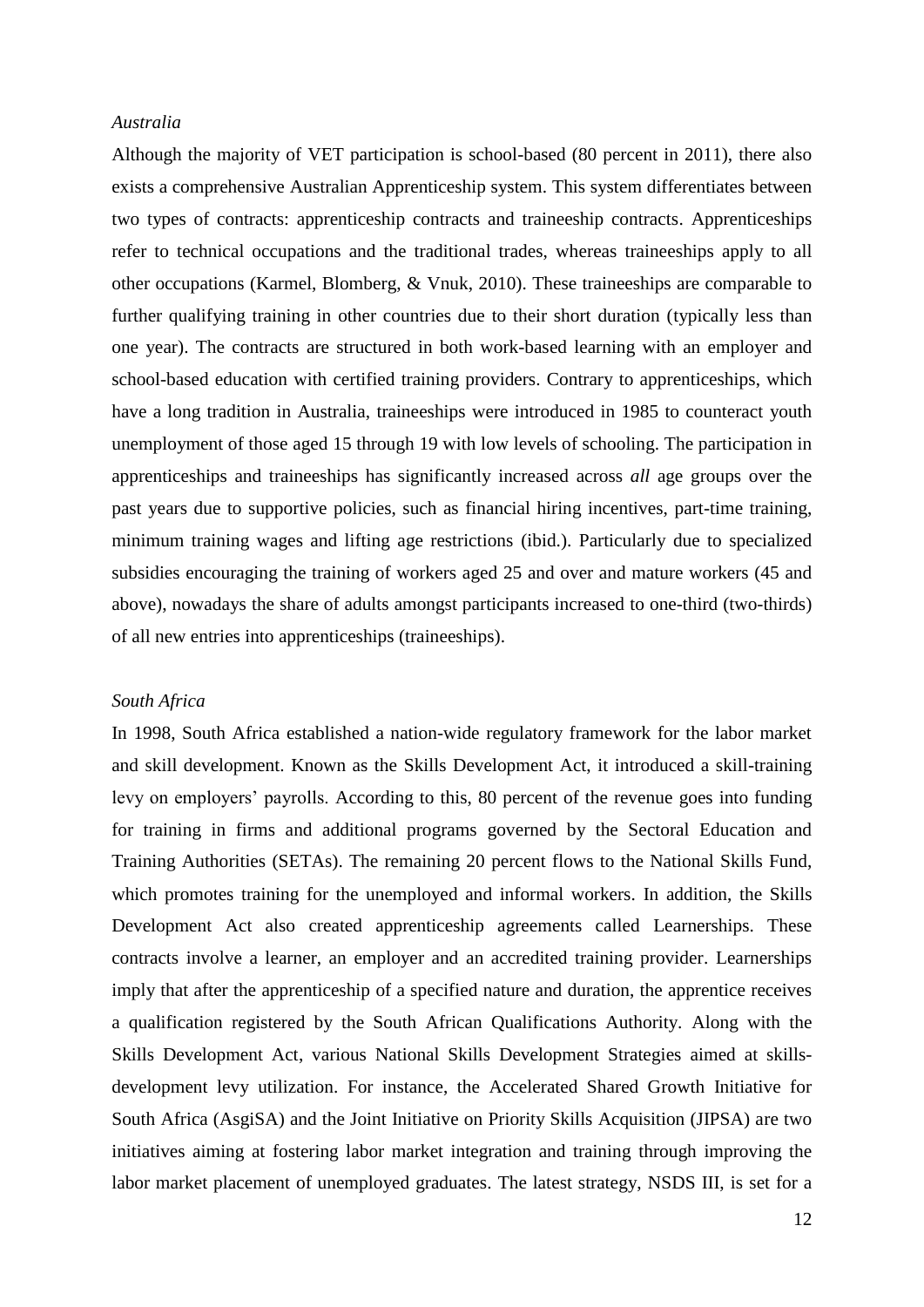*Australia*

Although the majority of VET participation is school-based (80 percent in 2011), there also exists a comprehensive Australian Apprenticeship system. This system differentiates between two types of contracts: apprenticeship contracts and traineeship contracts. Apprenticeships refer to technical occupations and the traditional trades, whereas traineeships apply to all other occupations (Karmel, Blomberg, & Vnuk, 2010). These traineeships are comparable to further qualifying training in other countries due to their short duration (typically less than one year). The contracts are structured in both work-based learning with an employer and school-based education with certified training providers. Contrary to apprenticeships, which have a long tradition in Australia, traineeships were introduced in 1985 to counteract youth unemployment of those aged 15 through 19 with low levels of schooling. The participation in apprenticeships and traineeships has significantly increased across *all* age groups over the past years due to supportive policies, such as financial hiring incentives, part-time training, minimum training wages and lifting age restrictions (ibid.). Particularly due to specialized subsidies encouraging the training of workers aged 25 and over and mature workers (45 and above), nowadays the share of adults amongst participants increased to one-third (two-thirds) of all new entries into apprenticeships (traineeships).

*South Africa*

In 1998, South Africa established a nation-wide regulatory framework for the labor market and skill development. Known as the Skills Development Act, it introduced a skill-training levy on employers' payrolls. According to this, 80 percent of the revenue goes into funding for training in firms and additional programs governed by the Sectoral Education and Training Authorities (SETAs). The remaining 20 percent flows to the National Skills Fund, which promotes training for the unemployed and informal workers. In addition, the Skills Development Act also created apprenticeship agreements called Learnerships. These contracts involve a learner, an employer and an accredited training provider. Learnerships imply that after the apprenticeship of a specified nature and duration, the apprentice receives a qualification registered by the South African Qualifications Authority. Along with the Skills Development Act, various National Skills Development Strategies aimed at skills-development levy utilization. For instance, the Accelerated Shared Growth Initiative for South Africa (AsgiSA) and the Joint Initiative on Priority Skills Acquisition (JIPSA) are two initiatives aiming at fostering labor market integration and training through improving the labor market placement of unemployed graduates. The latest strategy, NSDS III, is set for a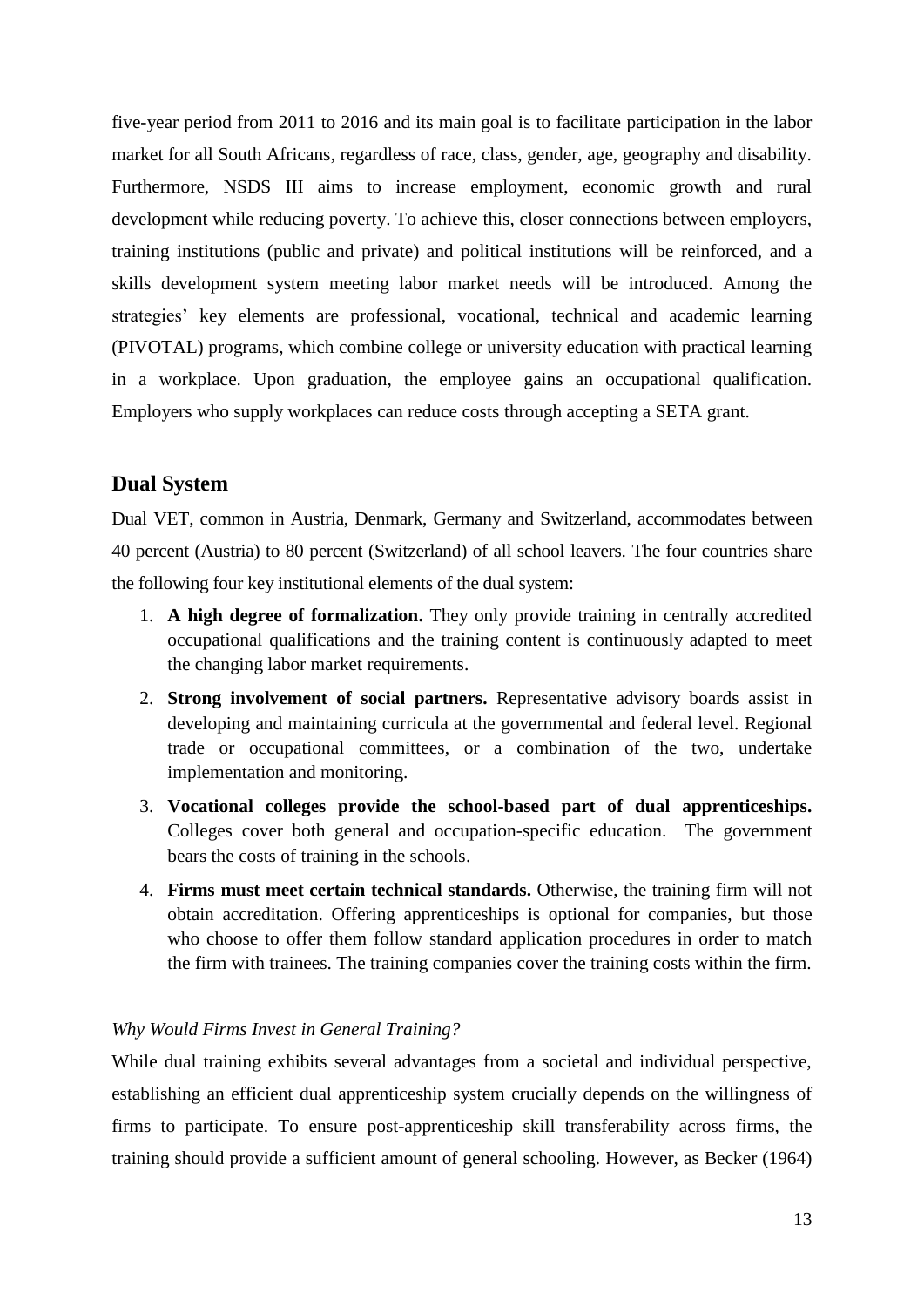five-year period from 2011 to 2016 and its main goal is to facilitate participation in the labor market for all South Africans, regardless of race, class, gender, age, geography and disability. Furthermore, NSDS III aims to increase employment, economic growth and rural development while reducing poverty. To achieve this, closer connections between employers, training institutions (public and private) and political institutions will be reinforced, and a skills development system meeting labor market needs will be introduced. Among the strategies' key elements are professional, vocational, technical and academic learning (PIVOTAL) programs, which combine college or university education with practical learning in a workplace. Upon graduation, the employee gains an occupational qualification. Employers who supply workplaces can reduce costs through accepting a SETA grant.

## Dual System

Dual VET, common in Austria, Denmark, Germany and Switzerland, accommodates between 40 percent (Austria) to 80 percent (Switzerland) of all school leavers. The four countries share the following four key institutional elements of the dual system:

1. **A high degree of formalization.** They only provide training in centrally accredited occupational qualifications and the training content is continuously adapted to meet the changing labor market requirements.
2. **Strong involvement of social partners.** Representative advisory boards assist in developing and maintaining curricula at the governmental and federal level. Regional trade or occupational committees, or a combination of the two, undertake implementation and monitoring.
3. **Vocational colleges provide the school-based part of dual apprenticeships.** Colleges cover both general and occupation-specific education. The government bears the costs of training in the schools.
4. **Firms must meet certain technical standards.** Otherwise, the training firm will not obtain accreditation. Offering apprenticeships is optional for companies, but those who choose to offer them follow standard application procedures in order to match the firm with trainees. The training companies cover the training costs within the firm.

### *Why Would Firms Invest in General Training?*

While dual training exhibits several advantages from a societal and individual perspective, establishing an efficient dual apprenticeship system crucially depends on the willingness of firms to participate. To ensure post-apprenticeship skill transferability across firms, the training should provide a sufficient amount of general schooling. However, as Becker (1964)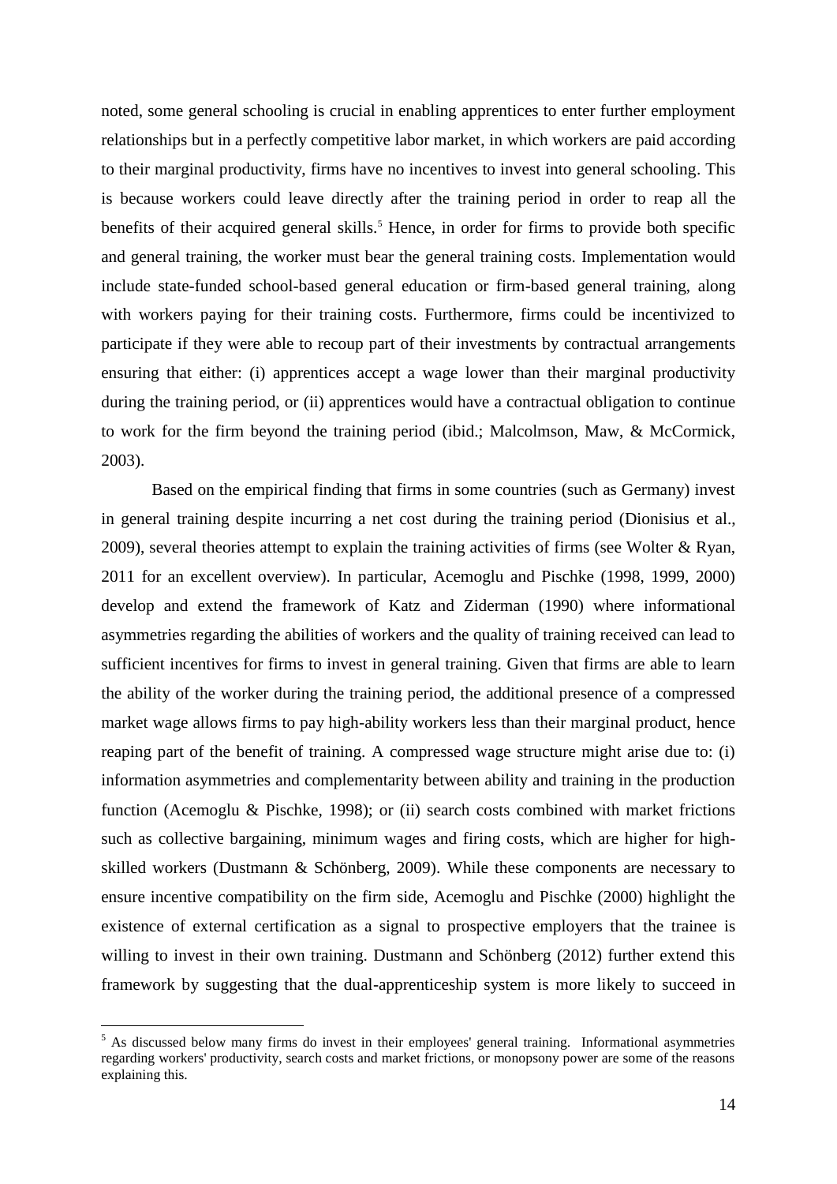noted, some general schooling is crucial in enabling apprentices to enter further employment relationships but in a perfectly competitive labor market, in which workers are paid according to their marginal productivity, firms have no incentives to invest into general schooling. This is because workers could leave directly after the training period in order to reap all the benefits of their acquired general skills.[5] Hence, in order for firms to provide both specific and general training, the worker must bear the general training costs. Implementation would include state-funded school-based general education or firm-based general training, along with workers paying for their training costs. Furthermore, firms could be incentivized to participate if they were able to recoup part of their investments by contractual arrangements ensuring that either: (i) apprentices accept a wage lower than their marginal productivity during the training period, or (ii) apprentices would have a contractual obligation to continue to work for the firm beyond the training period (ibid.; Malcolmson, Maw, & McCormick, 2003).

Based on the empirical finding that firms in some countries (such as Germany) invest in general training despite incurring a net cost during the training period (Dionisius et al., 2009), several theories attempt to explain the training activities of firms (see Wolter & Ryan, 2011 for an excellent overview). In particular, Acemoglu and Pischke (1998, 1999, 2000) develop and extend the framework of Katz and Ziderman (1990) where informational asymmetries regarding the abilities of workers and the quality of training received can lead to sufficient incentives for firms to invest in general training. Given that firms are able to learn the ability of the worker during the training period, the additional presence of a compressed market wage allows firms to pay high-ability workers less than their marginal product, hence reaping part of the benefit of training. A compressed wage structure might arise due to: (i) information asymmetries and complementarity between ability and training in the production function (Acemoglu & Pischke, 1998); or (ii) search costs combined with market frictions such as collective bargaining, minimum wages and firing costs, which are higher for high-skilled workers (Dustmann & Schönberg, 2009). While these components are necessary to ensure incentive compatibility on the firm side, Acemoglu and Pischke (2000) highlight the existence of external certification as a signal to prospective employers that the trainee is willing to invest in their own training. Dustmann and Schönberg (2012) further extend this framework by suggesting that the dual-apprenticeship system is more likely to succeed in

[5] As discussed below many firms do invest in their employees' general training. Informational asymmetries regarding workers' productivity, search costs and market frictions, or monopsony power are some of the reasons explaining this.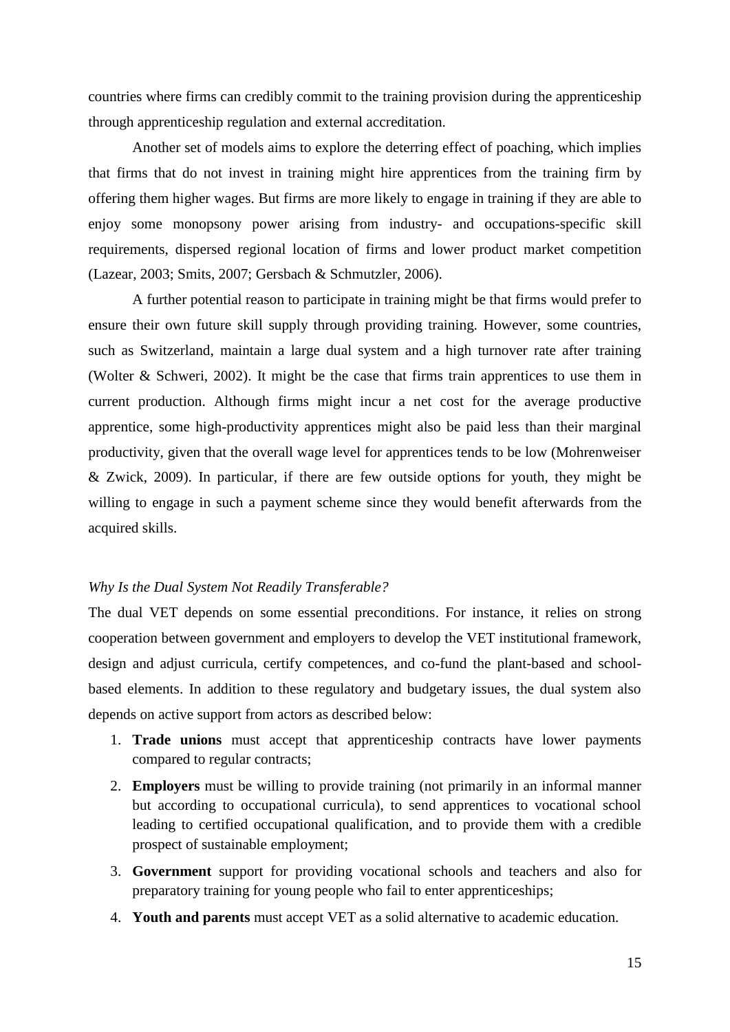countries where firms can credibly commit to the training provision during the apprenticeship through apprenticeship regulation and external accreditation.

Another set of models aims to explore the deterring effect of poaching, which implies that firms that do not invest in training might hire apprentices from the training firm by offering them higher wages. But firms are more likely to engage in training if they are able to enjoy some monopsony power arising from industry- and occupations-specific skill requirements, dispersed regional location of firms and lower product market competition (Lazear, 2003; Smits, 2007; Gersbach & Schmutzler, 2006).

A further potential reason to participate in training might be that firms would prefer to ensure their own future skill supply through providing training. However, some countries, such as Switzerland, maintain a large dual system and a high turnover rate after training (Wolter & Schweri, 2002). It might be the case that firms train apprentices to use them in current production. Although firms might incur a net cost for the average productive apprentice, some high-productivity apprentices might also be paid less than their marginal productivity, given that the overall wage level for apprentices tends to be low (Mohrenweiser & Zwick, 2009). In particular, if there are few outside options for youth, they might be willing to engage in such a payment scheme since they would benefit afterwards from the acquired skills.

*Why Is the Dual System Not Readily Transferable?*

The dual VET depends on some essential preconditions. For instance, it relies on strong cooperation between government and employers to develop the VET institutional framework, design and adjust curricula, certify competences, and co-fund the plant-based and school-based elements. In addition to these regulatory and budgetary issues, the dual system also depends on active support from actors as described below:

1. **Trade unions** must accept that apprenticeship contracts have lower payments compared to regular contracts;
2. **Employers** must be willing to provide training (not primarily in an informal manner but according to occupational curricula), to send apprentices to vocational school leading to certified occupational qualification, and to provide them with a credible prospect of sustainable employment;
3. **Government** support for providing vocational schools and teachers and also for preparatory training for young people who fail to enter apprenticeships;
4. **Youth and parents** must accept VET as a solid alternative to academic education.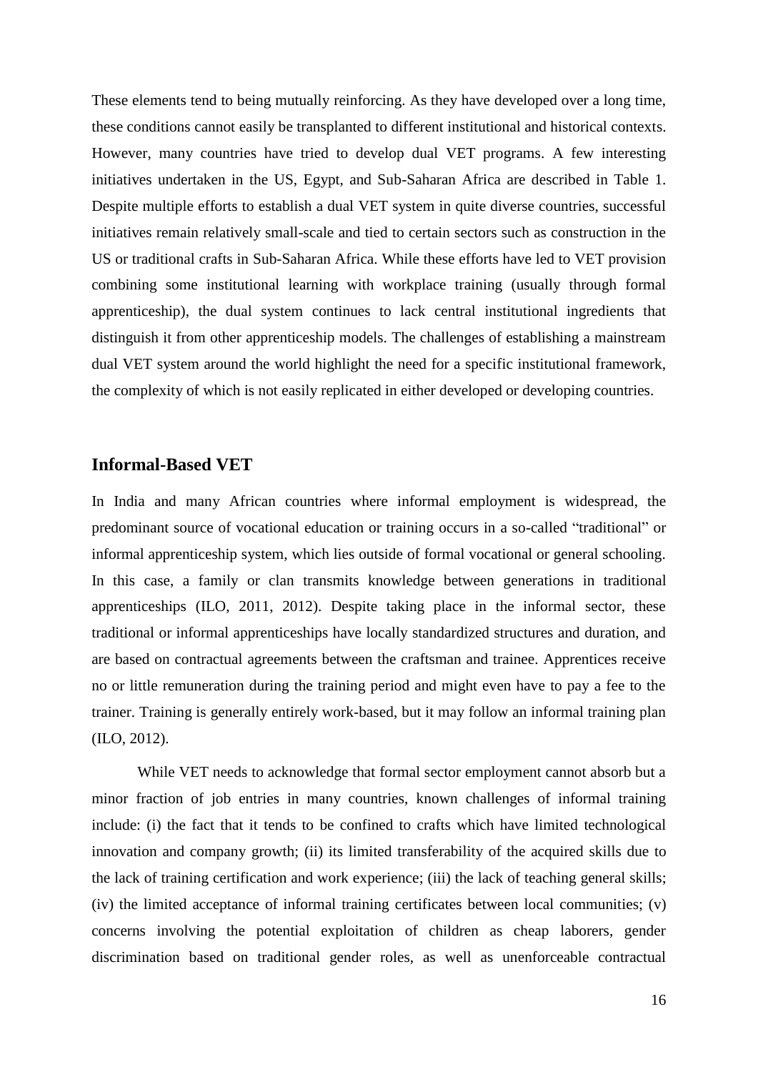These elements tend to being mutually reinforcing. As they have developed over a long time, these conditions cannot easily be transplanted to different institutional and historical contexts. However, many countries have tried to develop dual VET programs. A few interesting initiatives undertaken in the US, Egypt, and Sub-Saharan Africa are described in Table 1. Despite multiple efforts to establish a dual VET system in quite diverse countries, successful initiatives remain relatively small-scale and tied to certain sectors such as construction in the US or traditional crafts in Sub-Saharan Africa. While these efforts have led to VET provision combining some institutional learning with workplace training (usually through formal apprenticeship), the dual system continues to lack central institutional ingredients that distinguish it from other apprenticeship models. The challenges of establishing a mainstream dual VET system around the world highlight the need for a specific institutional framework, the complexity of which is not easily replicated in either developed or developing countries.

## Informal-Based VET

In India and many African countries where informal employment is widespread, the predominant source of vocational education or training occurs in a so-called "traditional" or informal apprenticeship system, which lies outside of formal vocational or general schooling. In this case, a family or clan transmits knowledge between generations in traditional apprenticeships (ILO, 2011, 2012). Despite taking place in the informal sector, these traditional or informal apprenticeships have locally standardized structures and duration, and are based on contractual agreements between the craftsman and trainee. Apprentices receive no or little remuneration during the training period and might even have to pay a fee to the trainer. Training is generally entirely work-based, but it may follow an informal training plan (ILO, 2012).

While VET needs to acknowledge that formal sector employment cannot absorb but a minor fraction of job entries in many countries, known challenges of informal training include: (i) the fact that it tends to be confined to crafts which have limited technological innovation and company growth; (ii) its limited transferability of the acquired skills due to the lack of training certification and work experience; (iii) the lack of teaching general skills; (iv) the limited acceptance of informal training certificates between local communities; (v) concerns involving the potential exploitation of children as cheap laborers, gender discrimination based on traditional gender roles, as well as unenforceable contractual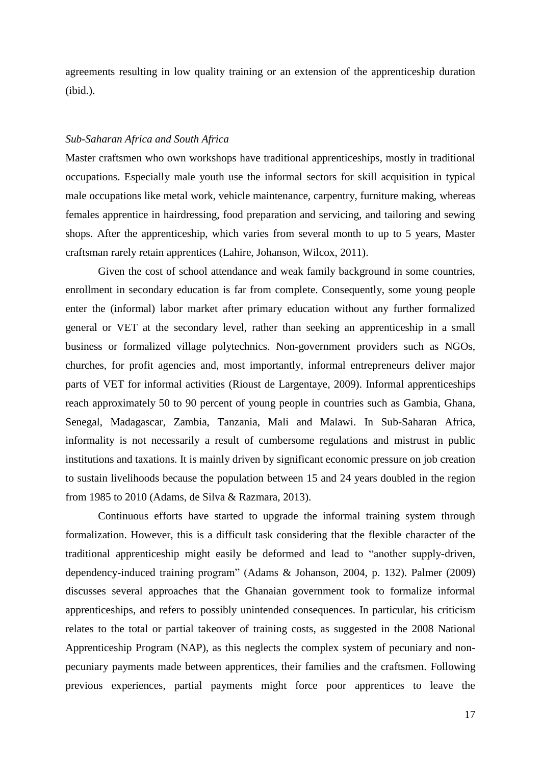agreements resulting in low quality training or an extension of the apprenticeship duration (ibid.).

*Sub-Saharan Africa and South Africa*

Master craftsmen who own workshops have traditional apprenticeships, mostly in traditional occupations. Especially male youth use the informal sectors for skill acquisition in typical male occupations like metal work, vehicle maintenance, carpentry, furniture making, whereas females apprentice in hairdressing, food preparation and servicing, and tailoring and sewing shops. After the apprenticeship, which varies from several month to up to 5 years, Master craftsman rarely retain apprentices (Lahire, Johanson, Wilcox, 2011).

Given the cost of school attendance and weak family background in some countries, enrollment in secondary education is far from complete. Consequently, some young people enter the (informal) labor market after primary education without any further formalized general or VET at the secondary level, rather than seeking an apprenticeship in a small business or formalized village polytechnics. Non-government providers such as NGOs, churches, for profit agencies and, most importantly, informal entrepreneurs deliver major parts of VET for informal activities (Rioust de Largentaye, 2009). Informal apprenticeships reach approximately 50 to 90 percent of young people in countries such as Gambia, Ghana, Senegal, Madagascar, Zambia, Tanzania, Mali and Malawi. In Sub-Saharan Africa, informality is not necessarily a result of cumbersome regulations and mistrust in public institutions and taxations. It is mainly driven by significant economic pressure on job creation to sustain livelihoods because the population between 15 and 24 years doubled in the region from 1985 to 2010 (Adams, de Silva & Razmara, 2013).

Continuous efforts have started to upgrade the informal training system through formalization. However, this is a difficult task considering that the flexible character of the traditional apprenticeship might easily be deformed and lead to "another supply-driven, dependency-induced training program" (Adams & Johanson, 2004, p. 132). Palmer (2009) discusses several approaches that the Ghanaian government took to formalize informal apprenticeships, and refers to possibly unintended consequences. In particular, his criticism relates to the total or partial takeover of training costs, as suggested in the 2008 National Apprenticeship Program (NAP), as this neglects the complex system of pecuniary and non-pecuniary payments made between apprentices, their families and the craftsmen. Following previous experiences, partial payments might force poor apprentices to leave the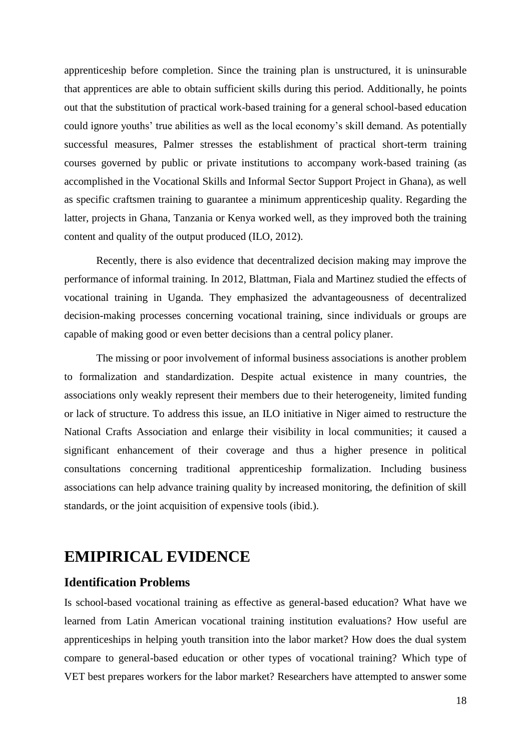apprenticeship before completion. Since the training plan is unstructured, it is uninsurable that apprentices are able to obtain sufficient skills during this period. Additionally, he points out that the substitution of practical work-based training for a general school-based education could ignore youths' true abilities as well as the local economy's skill demand. As potentially successful measures, Palmer stresses the establishment of practical short-term training courses governed by public or private institutions to accompany work-based training (as accomplished in the Vocational Skills and Informal Sector Support Project in Ghana), as well as specific craftsmen training to guarantee a minimum apprenticeship quality. Regarding the latter, projects in Ghana, Tanzania or Kenya worked well, as they improved both the training content and quality of the output produced (ILO, 2012).

Recently, there is also evidence that decentralized decision making may improve the performance of informal training. In 2012, Blattman, Fiala and Martinez studied the effects of vocational training in Uganda. They emphasized the advantageousness of decentralized decision-making processes concerning vocational training, since individuals or groups are capable of making good or even better decisions than a central policy planer.

The missing or poor involvement of informal business associations is another problem to formalization and standardization. Despite actual existence in many countries, the associations only weakly represent their members due to their heterogeneity, limited funding or lack of structure. To address this issue, an ILO initiative in Niger aimed to restructure the National Crafts Association and enlarge their visibility in local communities; it caused a significant enhancement of their coverage and thus a higher presence in political consultations concerning traditional apprenticeship formalization. Including business associations can help advance training quality by increased monitoring, the definition of skill standards, or the joint acquisition of expensive tools (ibid.).

# EMIPIRICAL EVIDENCE

## Identification Problems

Is school-based vocational training as effective as general-based education? What have we learned from Latin American vocational training institution evaluations? How useful are apprenticeships in helping youth transition into the labor market? How does the dual system compare to general-based education or other types of vocational training? Which type of VET best prepares workers for the labor market? Researchers have attempted to answer some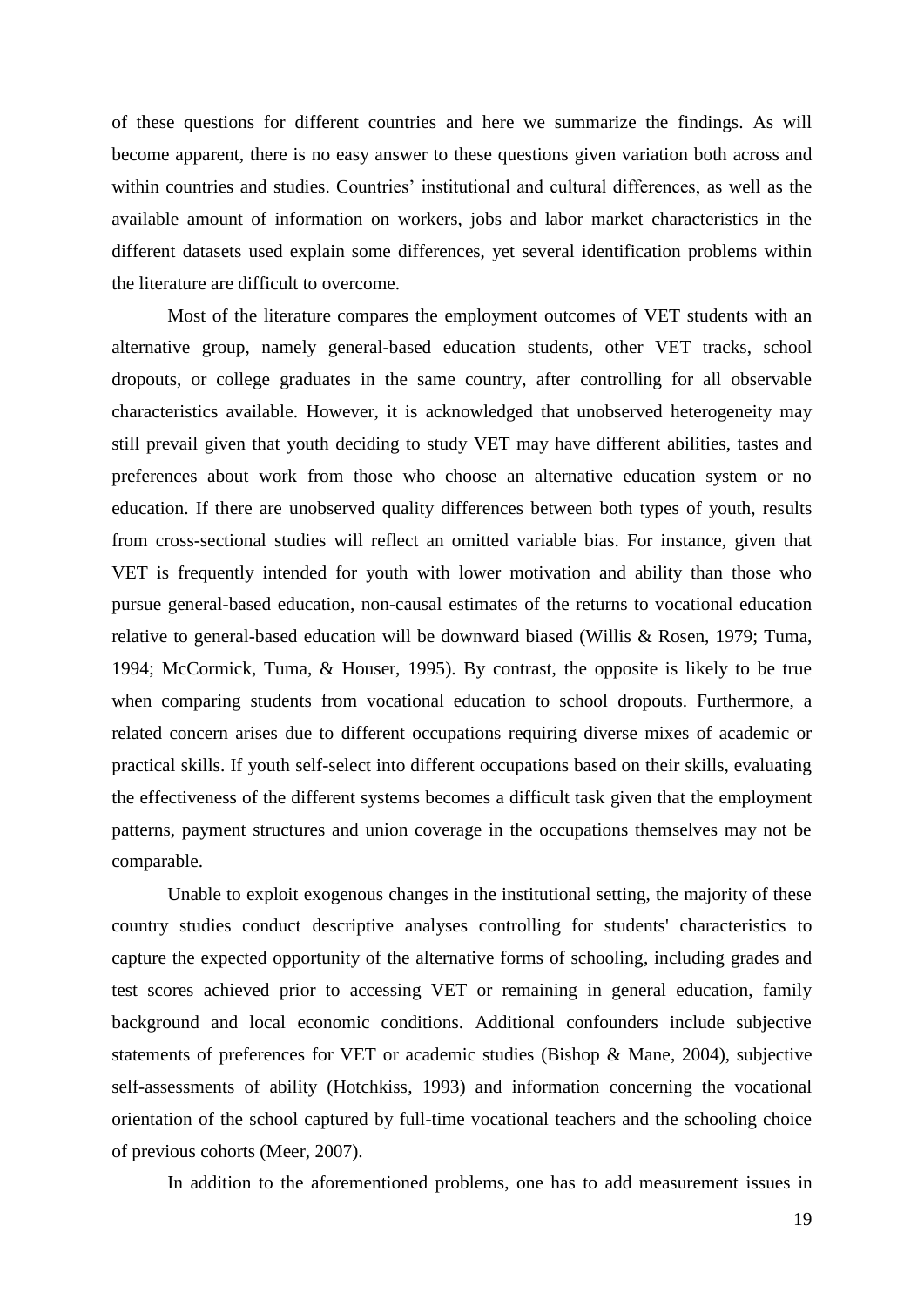of these questions for different countries and here we summarize the findings. As will become apparent, there is no easy answer to these questions given variation both across and within countries and studies. Countries' institutional and cultural differences, as well as the available amount of information on workers, jobs and labor market characteristics in the different datasets used explain some differences, yet several identification problems within the literature are difficult to overcome.

Most of the literature compares the employment outcomes of VET students with an alternative group, namely general-based education students, other VET tracks, school dropouts, or college graduates in the same country, after controlling for all observable characteristics available. However, it is acknowledged that unobserved heterogeneity may still prevail given that youth deciding to study VET may have different abilities, tastes and preferences about work from those who choose an alternative education system or no education. If there are unobserved quality differences between both types of youth, results from cross-sectional studies will reflect an omitted variable bias. For instance, given that VET is frequently intended for youth with lower motivation and ability than those who pursue general-based education, non-causal estimates of the returns to vocational education relative to general-based education will be downward biased (Willis & Rosen, 1979; Tuma, 1994; McCormick, Tuma, & Houser, 1995). By contrast, the opposite is likely to be true when comparing students from vocational education to school dropouts. Furthermore, a related concern arises due to different occupations requiring diverse mixes of academic or practical skills. If youth self-select into different occupations based on their skills, evaluating the effectiveness of the different systems becomes a difficult task given that the employment patterns, payment structures and union coverage in the occupations themselves may not be comparable.

Unable to exploit exogenous changes in the institutional setting, the majority of these country studies conduct descriptive analyses controlling for students' characteristics to capture the expected opportunity of the alternative forms of schooling, including grades and test scores achieved prior to accessing VET or remaining in general education, family background and local economic conditions. Additional confounders include subjective statements of preferences for VET or academic studies (Bishop & Mane, 2004), subjective self-assessments of ability (Hotchkiss, 1993) and information concerning the vocational orientation of the school captured by full-time vocational teachers and the schooling choice of previous cohorts (Meer, 2007).

In addition to the aforementioned problems, one has to add measurement issues in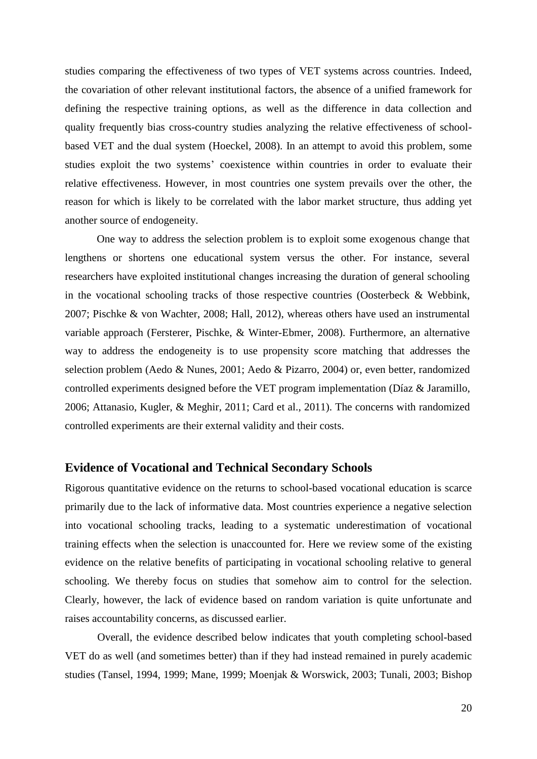studies comparing the effectiveness of two types of VET systems across countries. Indeed, the covariation of other relevant institutional factors, the absence of a unified framework for defining the respective training options, as well as the difference in data collection and quality frequently bias cross-country studies analyzing the relative effectiveness of school-based VET and the dual system (Hoeckel, 2008). In an attempt to avoid this problem, some studies exploit the two systems' coexistence within countries in order to evaluate their relative effectiveness. However, in most countries one system prevails over the other, the reason for which is likely to be correlated with the labor market structure, thus adding yet another source of endogeneity.

One way to address the selection problem is to exploit some exogenous change that lengthens or shortens one educational system versus the other. For instance, several researchers have exploited institutional changes increasing the duration of general schooling in the vocational schooling tracks of those respective countries (Oosterbeck & Webbink, 2007; Pischke & von Wachter, 2008; Hall, 2012), whereas others have used an instrumental variable approach (Fersterer, Pischke, & Winter-Ebmer, 2008). Furthermore, an alternative way to address the endogeneity is to use propensity score matching that addresses the selection problem (Aedo & Nunes, 2001; Aedo & Pizarro, 2004) or, even better, randomized controlled experiments designed before the VET program implementation (Díaz & Jaramillo, 2006; Attanasio, Kugler, & Meghir, 2011; Card et al., 2011). The concerns with randomized controlled experiments are their external validity and their costs.

## Evidence of Vocational and Technical Secondary Schools

Rigorous quantitative evidence on the returns to school-based vocational education is scarce primarily due to the lack of informative data. Most countries experience a negative selection into vocational schooling tracks, leading to a systematic underestimation of vocational training effects when the selection is unaccounted for. Here we review some of the existing evidence on the relative benefits of participating in vocational schooling relative to general schooling. We thereby focus on studies that somehow aim to control for the selection. Clearly, however, the lack of evidence based on random variation is quite unfortunate and raises accountability concerns, as discussed earlier.

Overall, the evidence described below indicates that youth completing school-based VET do as well (and sometimes better) than if they had instead remained in purely academic studies (Tansel, 1994, 1999; Mane, 1999; Moenjak & Worswick, 2003; Tunali, 2003; Bishop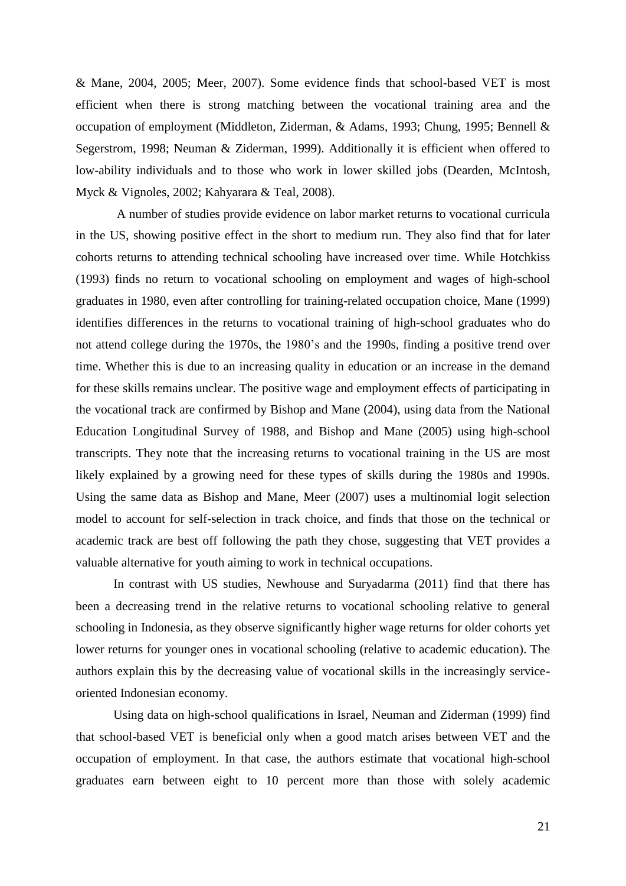& Mane, 2004, 2005; Meer, 2007). Some evidence finds that school-based VET is most efficient when there is strong matching between the vocational training area and the occupation of employment (Middleton, Ziderman, & Adams, 1993; Chung, 1995; Bennell & Segerstrom, 1998; Neuman & Ziderman, 1999). Additionally it is efficient when offered to low-ability individuals and to those who work in lower skilled jobs (Dearden, McIntosh, Myck & Vignoles, 2002; Kahyarara & Teal, 2008).

A number of studies provide evidence on labor market returns to vocational curricula in the US, showing positive effect in the short to medium run. They also find that for later cohorts returns to attending technical schooling have increased over time. While Hotchkiss (1993) finds no return to vocational schooling on employment and wages of high-school graduates in 1980, even after controlling for training-related occupation choice, Mane (1999) identifies differences in the returns to vocational training of high-school graduates who do not attend college during the 1970s, the 1980's and the 1990s, finding a positive trend over time. Whether this is due to an increasing quality in education or an increase in the demand for these skills remains unclear. The positive wage and employment effects of participating in the vocational track are confirmed by Bishop and Mane (2004), using data from the National Education Longitudinal Survey of 1988, and Bishop and Mane (2005) using high-school transcripts. They note that the increasing returns to vocational training in the US are most likely explained by a growing need for these types of skills during the 1980s and 1990s. Using the same data as Bishop and Mane, Meer (2007) uses a multinomial logit selection model to account for self-selection in track choice, and finds that those on the technical or academic track are best off following the path they chose, suggesting that VET provides a valuable alternative for youth aiming to work in technical occupations.

In contrast with US studies, Newhouse and Suryadarma (2011) find that there has been a decreasing trend in the relative returns to vocational schooling relative to general schooling in Indonesia, as they observe significantly higher wage returns for older cohorts yet lower returns for younger ones in vocational schooling (relative to academic education). The authors explain this by the decreasing value of vocational skills in the increasingly service-oriented Indonesian economy.

Using data on high-school qualifications in Israel, Neuman and Ziderman (1999) find that school-based VET is beneficial only when a good match arises between VET and the occupation of employment. In that case, the authors estimate that vocational high-school graduates earn between eight to 10 percent more than those with solely academic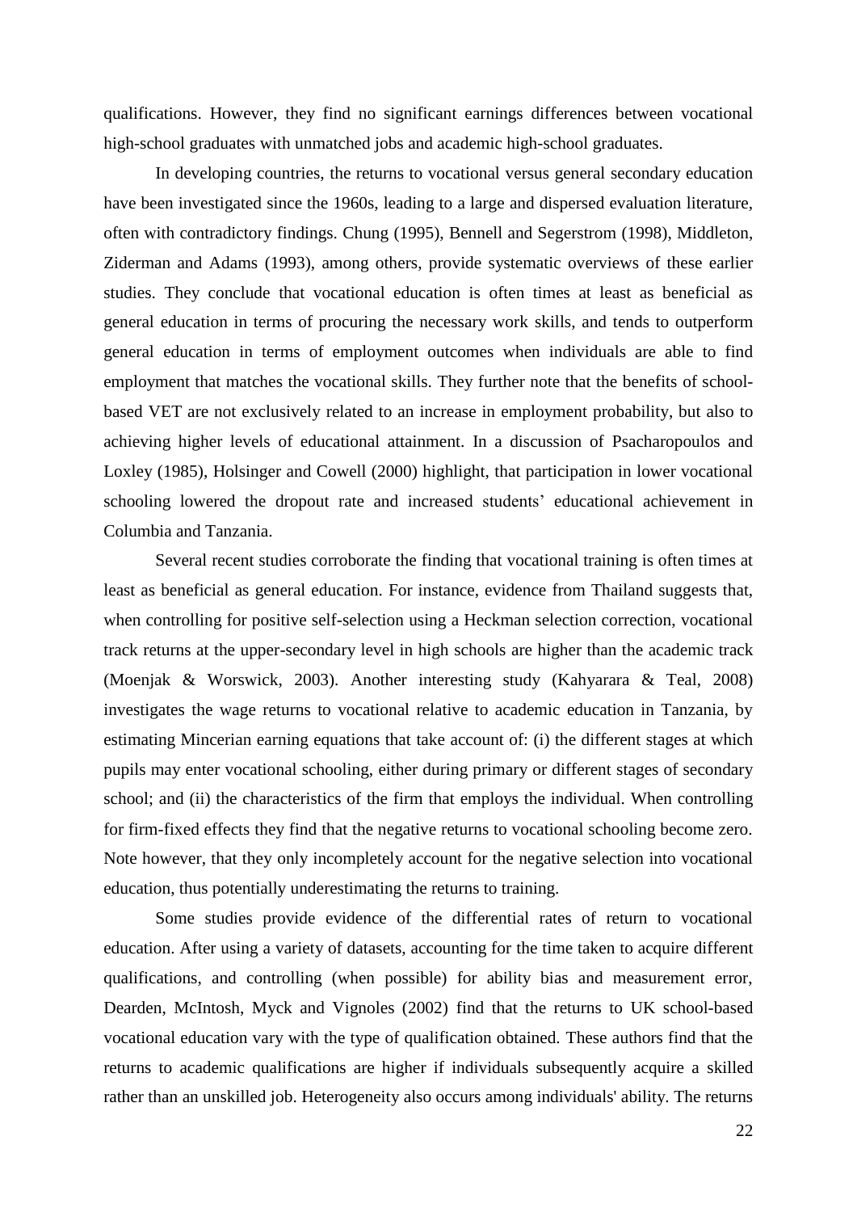qualifications. However, they find no significant earnings differences between vocational high-school graduates with unmatched jobs and academic high-school graduates.

In developing countries, the returns to vocational versus general secondary education have been investigated since the 1960s, leading to a large and dispersed evaluation literature, often with contradictory findings. Chung (1995), Bennell and Segerstrom (1998), Middleton, Ziderman and Adams (1993), among others, provide systematic overviews of these earlier studies. They conclude that vocational education is often times at least as beneficial as general education in terms of procuring the necessary work skills, and tends to outperform general education in terms of employment outcomes when individuals are able to find employment that matches the vocational skills. They further note that the benefits of school-based VET are not exclusively related to an increase in employment probability, but also to achieving higher levels of educational attainment. In a discussion of Psacharopoulos and Loxley (1985), Holsinger and Cowell (2000) highlight, that participation in lower vocational schooling lowered the dropout rate and increased students' educational achievement in Columbia and Tanzania.

Several recent studies corroborate the finding that vocational training is often times at least as beneficial as general education. For instance, evidence from Thailand suggests that, when controlling for positive self-selection using a Heckman selection correction, vocational track returns at the upper-secondary level in high schools are higher than the academic track (Moenjak & Worswick, 2003). Another interesting study (Kahyarara & Teal, 2008) investigates the wage returns to vocational relative to academic education in Tanzania, by estimating Mincerian earning equations that take account of: (i) the different stages at which pupils may enter vocational schooling, either during primary or different stages of secondary school; and (ii) the characteristics of the firm that employs the individual. When controlling for firm-fixed effects they find that the negative returns to vocational schooling become zero. Note however, that they only incompletely account for the negative selection into vocational education, thus potentially underestimating the returns to training.

Some studies provide evidence of the differential rates of return to vocational education. After using a variety of datasets, accounting for the time taken to acquire different qualifications, and controlling (when possible) for ability bias and measurement error, Dearden, McIntosh, Myck and Vignoles (2002) find that the returns to UK school-based vocational education vary with the type of qualification obtained. These authors find that the returns to academic qualifications are higher if individuals subsequently acquire a skilled rather than an unskilled job. Heterogeneity also occurs among individuals' ability. The returns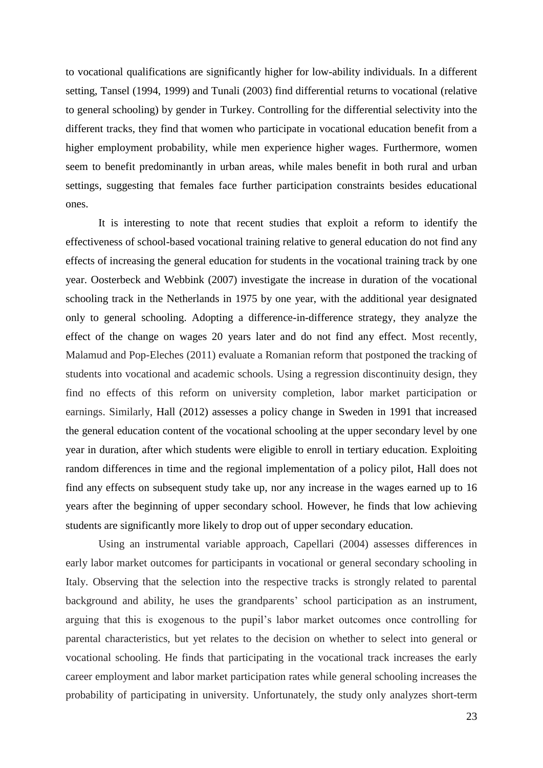to vocational qualifications are significantly higher for low-ability individuals. In a different setting, Tansel (1994, 1999) and Tunali (2003) find differential returns to vocational (relative to general schooling) by gender in Turkey. Controlling for the differential selectivity into the different tracks, they find that women who participate in vocational education benefit from a higher employment probability, while men experience higher wages. Furthermore, women seem to benefit predominantly in urban areas, while males benefit in both rural and urban settings, suggesting that females face further participation constraints besides educational ones.

It is interesting to note that recent studies that exploit a reform to identify the effectiveness of school-based vocational training relative to general education do not find any effects of increasing the general education for students in the vocational training track by one year. Oosterbeck and Webbink (2007) investigate the increase in duration of the vocational schooling track in the Netherlands in 1975 by one year, with the additional year designated only to general schooling. Adopting a difference-in-difference strategy, they analyze the effect of the change on wages 20 years later and do not find any effect. Most recently, Malamud and Pop-Eleches (2011) evaluate a Romanian reform that postponed the tracking of students into vocational and academic schools. Using a regression discontinuity design, they find no effects of this reform on university completion, labor market participation or earnings. Similarly, Hall (2012) assesses a policy change in Sweden in 1991 that increased the general education content of the vocational schooling at the upper secondary level by one year in duration, after which students were eligible to enroll in tertiary education. Exploiting random differences in time and the regional implementation of a policy pilot, Hall does not find any effects on subsequent study take up, nor any increase in the wages earned up to 16 years after the beginning of upper secondary school. However, he finds that low achieving students are significantly more likely to drop out of upper secondary education.

Using an instrumental variable approach, Capellari (2004) assesses differences in early labor market outcomes for participants in vocational or general secondary schooling in Italy. Observing that the selection into the respective tracks is strongly related to parental background and ability, he uses the grandparents' school participation as an instrument, arguing that this is exogenous to the pupil's labor market outcomes once controlling for parental characteristics, but yet relates to the decision on whether to select into general or vocational schooling. He finds that participating in the vocational track increases the early career employment and labor market participation rates while general schooling increases the probability of participating in university. Unfortunately, the study only analyzes short-term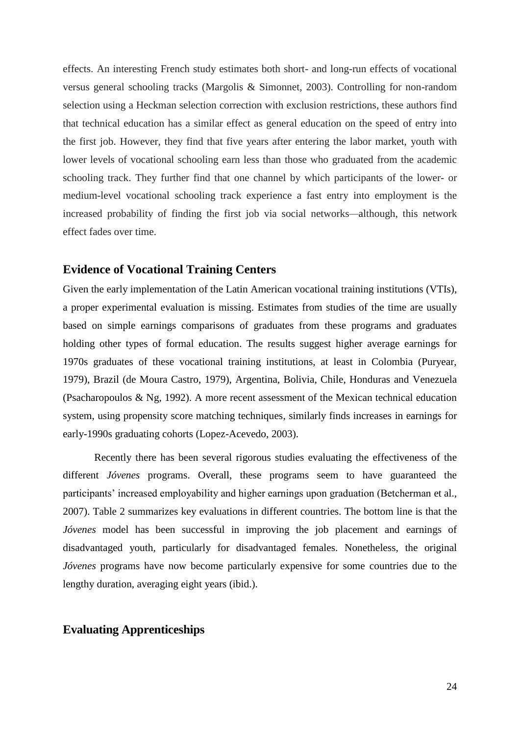effects. An interesting French study estimates both short- and long-run effects of vocational versus general schooling tracks (Margolis & Simonnet, 2003). Controlling for non-random selection using a Heckman selection correction with exclusion restrictions, these authors find that technical education has a similar effect as general education on the speed of entry into the first job. However, they find that five years after entering the labor market, youth with lower levels of vocational schooling earn less than those who graduated from the academic schooling track. They further find that one channel by which participants of the lower- or medium-level vocational schooling track experience a fast entry into employment is the increased probability of finding the first job via social networks—although, this network effect fades over time.

## Evidence of Vocational Training Centers

Given the early implementation of the Latin American vocational training institutions (VTIs), a proper experimental evaluation is missing. Estimates from studies of the time are usually based on simple earnings comparisons of graduates from these programs and graduates holding other types of formal education. The results suggest higher average earnings for 1970s graduates of these vocational training institutions, at least in Colombia (Puryear, 1979), Brazil (de Moura Castro, 1979), Argentina, Bolivia, Chile, Honduras and Venezuela (Psacharopoulos & Ng, 1992). A more recent assessment of the Mexican technical education system, using propensity score matching techniques, similarly finds increases in earnings for early-1990s graduating cohorts (Lopez-Acevedo, 2003).

Recently there has been several rigorous studies evaluating the effectiveness of the different *Jóvenes* programs. Overall, these programs seem to have guaranteed the participants' increased employability and higher earnings upon graduation (Betcherman et al., 2007). Table 2 summarizes key evaluations in different countries. The bottom line is that the *Jóvenes* model has been successful in improving the job placement and earnings of disadvantaged youth, particularly for disadvantaged females. Nonetheless, the original *Jóvenes* programs have now become particularly expensive for some countries due to the lengthy duration, averaging eight years (ibid.).

## Evaluating Apprenticeships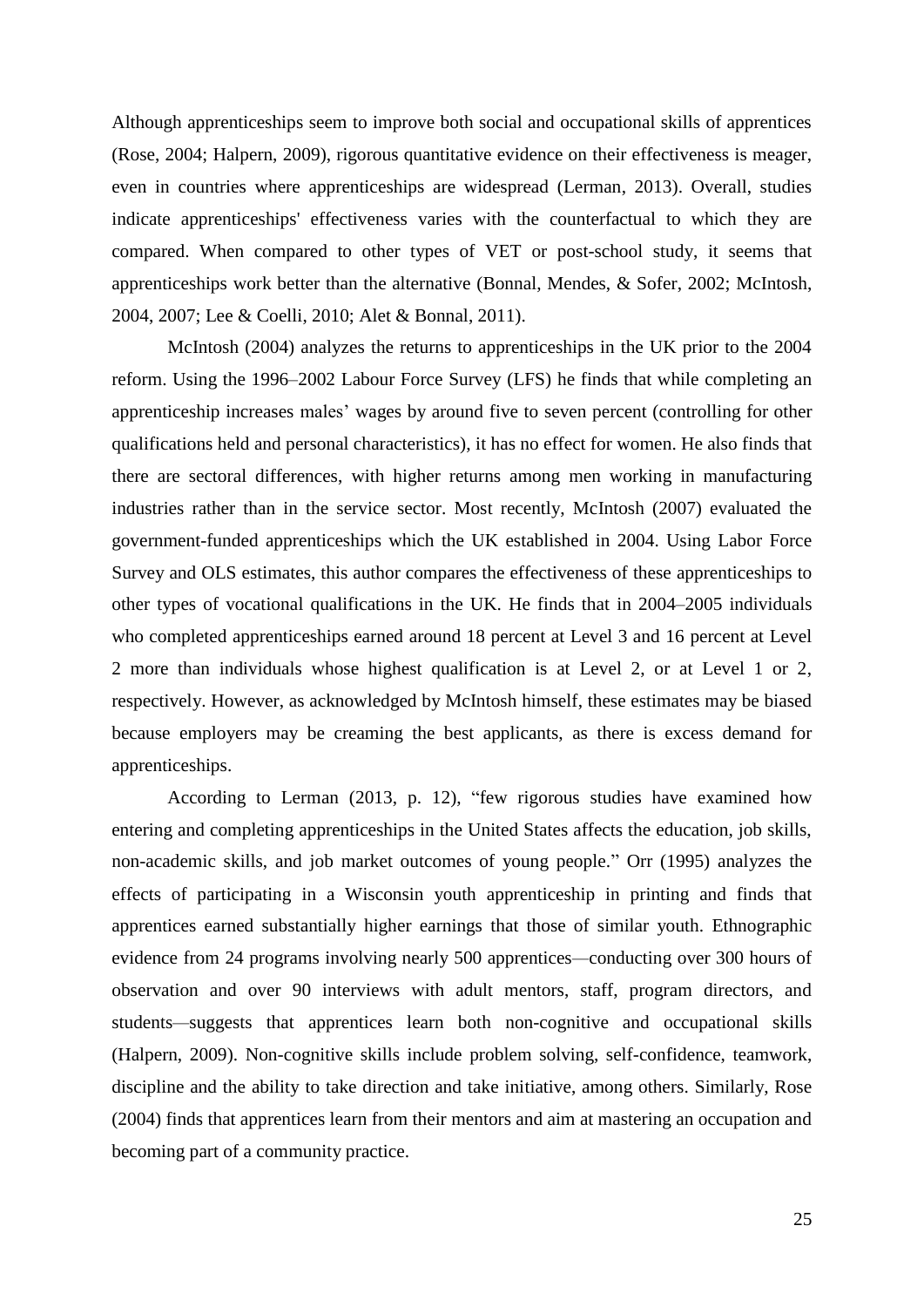Although apprenticeships seem to improve both social and occupational skills of apprentices (Rose, 2004; Halpern, 2009), rigorous quantitative evidence on their effectiveness is meager, even in countries where apprenticeships are widespread (Lerman, 2013). Overall, studies indicate apprenticeships' effectiveness varies with the counterfactual to which they are compared. When compared to other types of VET or post-school study, it seems that apprenticeships work better than the alternative (Bonnal, Mendes, & Sofer, 2002; McIntosh, 2004, 2007; Lee & Coelli, 2010; Alet & Bonnal, 2011).

McIntosh (2004) analyzes the returns to apprenticeships in the UK prior to the 2004 reform. Using the 1996–2002 Labour Force Survey (LFS) he finds that while completing an apprenticeship increases males' wages by around five to seven percent (controlling for other qualifications held and personal characteristics), it has no effect for women. He also finds that there are sectoral differences, with higher returns among men working in manufacturing industries rather than in the service sector. Most recently, McIntosh (2007) evaluated the government-funded apprenticeships which the UK established in 2004. Using Labor Force Survey and OLS estimates, this author compares the effectiveness of these apprenticeships to other types of vocational qualifications in the UK. He finds that in 2004–2005 individuals who completed apprenticeships earned around 18 percent at Level 3 and 16 percent at Level 2 more than individuals whose highest qualification is at Level 2, or at Level 1 or 2, respectively. However, as acknowledged by McIntosh himself, these estimates may be biased because employers may be creaming the best applicants, as there is excess demand for apprenticeships.

According to Lerman (2013, p. 12), "few rigorous studies have examined how entering and completing apprenticeships in the United States affects the education, job skills, non-academic skills, and job market outcomes of young people." Orr (1995) analyzes the effects of participating in a Wisconsin youth apprenticeship in printing and finds that apprentices earned substantially higher earnings that those of similar youth. Ethnographic evidence from 24 programs involving nearly 500 apprentices—conducting over 300 hours of observation and over 90 interviews with adult mentors, staff, program directors, and students—suggests that apprentices learn both non-cognitive and occupational skills (Halpern, 2009). Non-cognitive skills include problem solving, self-confidence, teamwork, discipline and the ability to take direction and take initiative, among others. Similarly, Rose (2004) finds that apprentices learn from their mentors and aim at mastering an occupation and becoming part of a community practice.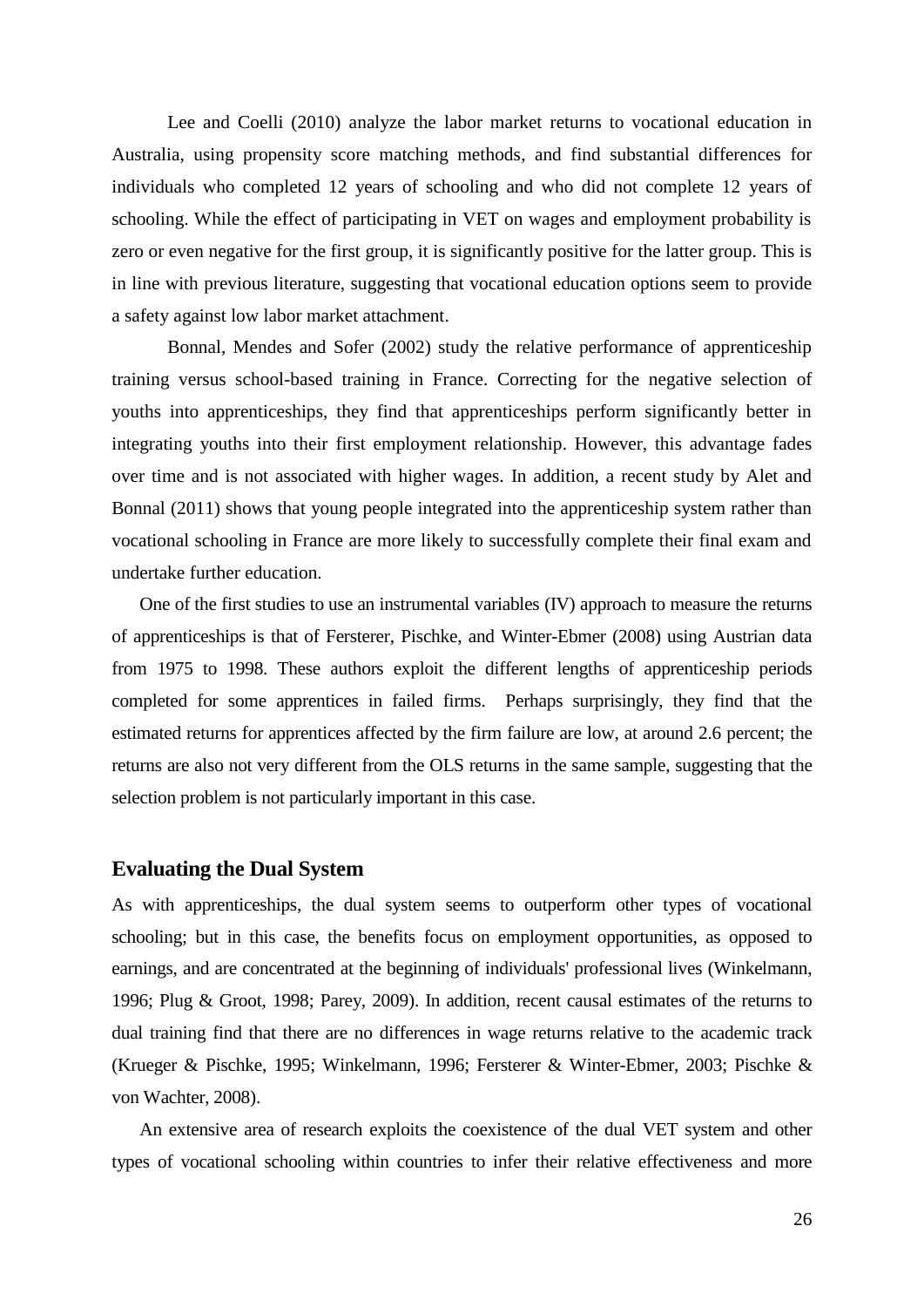Lee and Coelli (2010) analyze the labor market returns to vocational education in Australia, using propensity score matching methods, and find substantial differences for individuals who completed 12 years of schooling and who did not complete 12 years of schooling. While the effect of participating in VET on wages and employment probability is zero or even negative for the first group, it is significantly positive for the latter group. This is in line with previous literature, suggesting that vocational education options seem to provide a safety against low labor market attachment.

Bonnal, Mendes and Sofer (2002) study the relative performance of apprenticeship training versus school-based training in France. Correcting for the negative selection of youths into apprenticeships, they find that apprenticeships perform significantly better in integrating youths into their first employment relationship. However, this advantage fades over time and is not associated with higher wages. In addition, a recent study by Alet and Bonnal (2011) shows that young people integrated into the apprenticeship system rather than vocational schooling in France are more likely to successfully complete their final exam and undertake further education.

One of the first studies to use an instrumental variables (IV) approach to measure the returns of apprenticeships is that of Fersterer, Pischke, and Winter-Ebmer (2008) using Austrian data from 1975 to 1998. These authors exploit the different lengths of apprenticeship periods completed for some apprentices in failed firms. Perhaps surprisingly, they find that the estimated returns for apprentices affected by the firm failure are low, at around 2.6 percent; the returns are also not very different from the OLS returns in the same sample, suggesting that the selection problem is not particularly important in this case.

## Evaluating the Dual System

As with apprenticeships, the dual system seems to outperform other types of vocational schooling; but in this case, the benefits focus on employment opportunities, as opposed to earnings, and are concentrated at the beginning of individuals' professional lives (Winkelmann, 1996; Plug & Groot, 1998; Parey, 2009). In addition, recent causal estimates of the returns to dual training find that there are no differences in wage returns relative to the academic track (Krueger & Pischke, 1995; Winkelmann, 1996; Fersterer & Winter-Ebmer, 2003; Pischke & von Wachter, 2008).

An extensive area of research exploits the coexistence of the dual VET system and other types of vocational schooling within countries to infer their relative effectiveness and more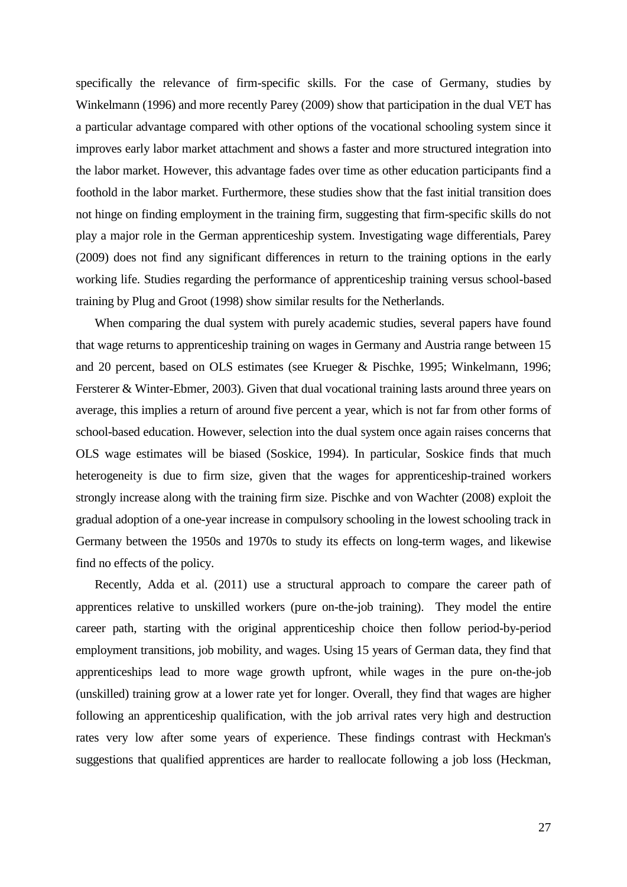specifically the relevance of firm-specific skills. For the case of Germany, studies by Winkelmann (1996) and more recently Parey (2009) show that participation in the dual VET has a particular advantage compared with other options of the vocational schooling system since it improves early labor market attachment and shows a faster and more structured integration into the labor market. However, this advantage fades over time as other education participants find a foothold in the labor market. Furthermore, these studies show that the fast initial transition does not hinge on finding employment in the training firm, suggesting that firm-specific skills do not play a major role in the German apprenticeship system. Investigating wage differentials, Parey (2009) does not find any significant differences in return to the training options in the early working life. Studies regarding the performance of apprenticeship training versus school-based training by Plug and Groot (1998) show similar results for the Netherlands.

When comparing the dual system with purely academic studies, several papers have found that wage returns to apprenticeship training on wages in Germany and Austria range between 15 and 20 percent, based on OLS estimates (see Krueger & Pischke, 1995; Winkelmann, 1996; Fersterer & Winter-Ebmer, 2003). Given that dual vocational training lasts around three years on average, this implies a return of around five percent a year, which is not far from other forms of school-based education. However, selection into the dual system once again raises concerns that OLS wage estimates will be biased (Soskice, 1994). In particular, Soskice finds that much heterogeneity is due to firm size, given that the wages for apprenticeship-trained workers strongly increase along with the training firm size. Pischke and von Wachter (2008) exploit the gradual adoption of a one-year increase in compulsory schooling in the lowest schooling track in Germany between the 1950s and 1970s to study its effects on long-term wages, and likewise find no effects of the policy.

Recently, Adda et al. (2011) use a structural approach to compare the career path of apprentices relative to unskilled workers (pure on-the-job training). They model the entire career path, starting with the original apprenticeship choice then follow period-by-period employment transitions, job mobility, and wages. Using 15 years of German data, they find that apprenticeships lead to more wage growth upfront, while wages in the pure on-the-job (unskilled) training grow at a lower rate yet for longer. Overall, they find that wages are higher following an apprenticeship qualification, with the job arrival rates very high and destruction rates very low after some years of experience. These findings contrast with Heckman's suggestions that qualified apprentices are harder to reallocate following a job loss (Heckman,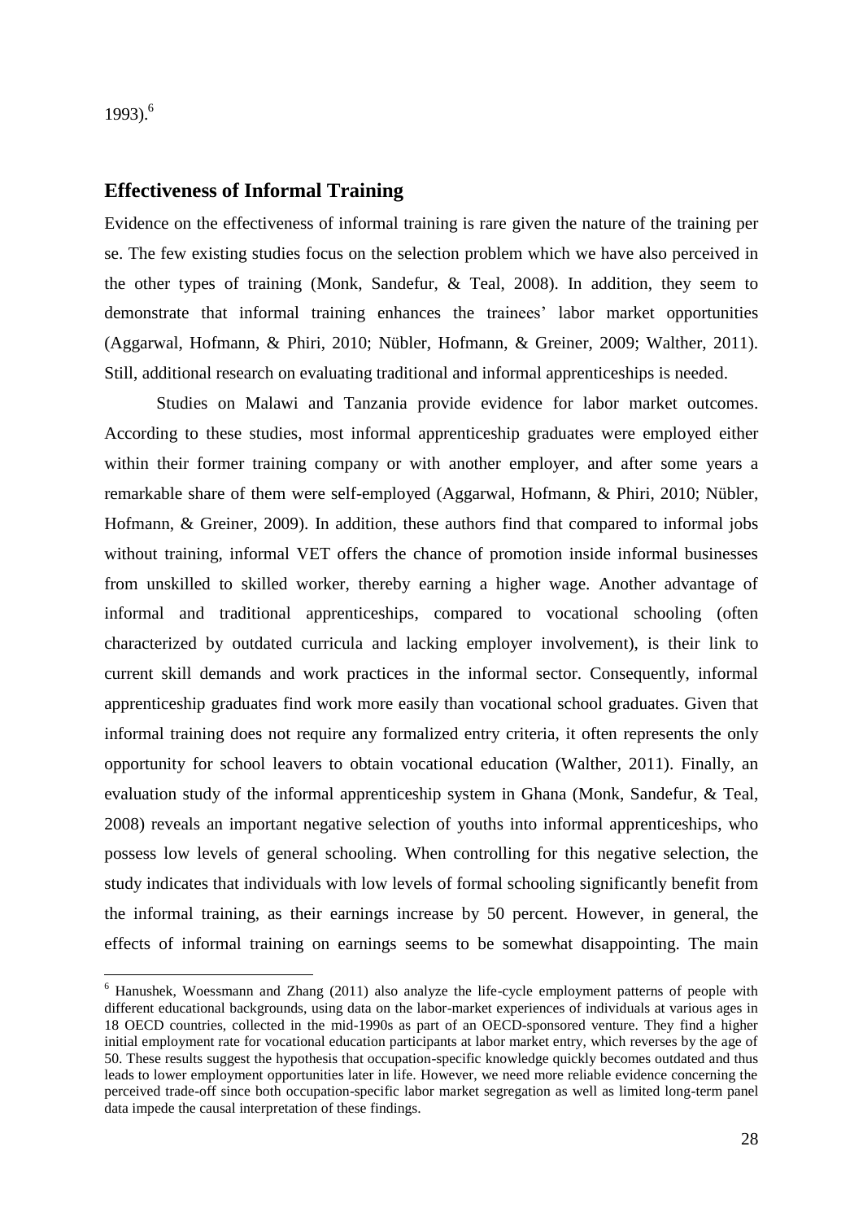1993).[6]

## Effectiveness of Informal Training

Evidence on the effectiveness of informal training is rare given the nature of the training per se. The few existing studies focus on the selection problem which we have also perceived in the other types of training (Monk, Sandefur, & Teal, 2008). In addition, they seem to demonstrate that informal training enhances the trainees' labor market opportunities (Aggarwal, Hofmann, & Phiri, 2010; Nübler, Hofmann, & Greiner, 2009; Walther, 2011). Still, additional research on evaluating traditional and informal apprenticeships is needed.

Studies on Malawi and Tanzania provide evidence for labor market outcomes. According to these studies, most informal apprenticeship graduates were employed either within their former training company or with another employer, and after some years a remarkable share of them were self-employed (Aggarwal, Hofmann, & Phiri, 2010; Nübler, Hofmann, & Greiner, 2009). In addition, these authors find that compared to informal jobs without training, informal VET offers the chance of promotion inside informal businesses from unskilled to skilled worker, thereby earning a higher wage. Another advantage of informal and traditional apprenticeships, compared to vocational schooling (often characterized by outdated curricula and lacking employer involvement), is their link to current skill demands and work practices in the informal sector. Consequently, informal apprenticeship graduates find work more easily than vocational school graduates. Given that informal training does not require any formalized entry criteria, it often represents the only opportunity for school leavers to obtain vocational education (Walther, 2011). Finally, an evaluation study of the informal apprenticeship system in Ghana (Monk, Sandefur, & Teal, 2008) reveals an important negative selection of youths into informal apprenticeships, who possess low levels of general schooling. When controlling for this negative selection, the study indicates that individuals with low levels of formal schooling significantly benefit from the informal training, as their earnings increase by 50 percent. However, in general, the effects of informal training on earnings seems to be somewhat disappointing. The main

[6] Hanushek, Woessmann and Zhang (2011) also analyze the life-cycle employment patterns of people with different educational backgrounds, using data on the labor-market experiences of individuals at various ages in 18 OECD countries, collected in the mid-1990s as part of an OECD-sponsored venture. They find a higher initial employment rate for vocational education participants at labor market entry, which reverses by the age of 50. These results suggest the hypothesis that occupation-specific knowledge quickly becomes outdated and thus leads to lower employment opportunities later in life. However, we need more reliable evidence concerning the perceived trade-off since both occupation-specific labor market segregation as well as limited long-term panel data impede the causal interpretation of these findings.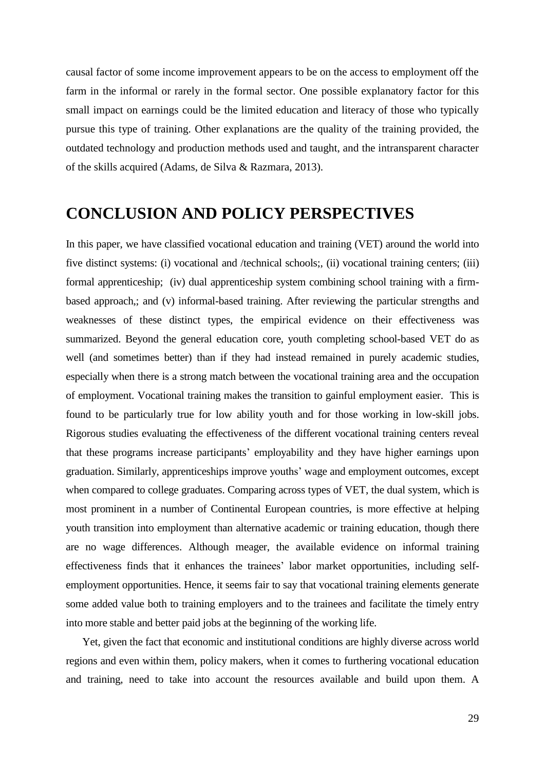causal factor of some income improvement appears to be on the access to employment off the farm in the informal or rarely in the formal sector. One possible explanatory factor for this small impact on earnings could be the limited education and literacy of those who typically pursue this type of training. Other explanations are the quality of the training provided, the outdated technology and production methods used and taught, and the intransparent character of the skills acquired (Adams, de Silva & Razmara, 2013).

# CONCLUSION AND POLICY PERSPECTIVES

In this paper, we have classified vocational education and training (VET) around the world into five distinct systems: (i) vocational and /technical schools;, (ii) vocational training centers; (iii) formal apprenticeship; (iv) dual apprenticeship system combining school training with a firm-based approach,; and (v) informal-based training. After reviewing the particular strengths and weaknesses of these distinct types, the empirical evidence on their effectiveness was summarized. Beyond the general education core, youth completing school-based VET do as well (and sometimes better) than if they had instead remained in purely academic studies, especially when there is a strong match between the vocational training area and the occupation of employment. Vocational training makes the transition to gainful employment easier. This is found to be particularly true for low ability youth and for those working in low-skill jobs. Rigorous studies evaluating the effectiveness of the different vocational training centers reveal that these programs increase participants' employability and they have higher earnings upon graduation. Similarly, apprenticeships improve youths' wage and employment outcomes, except when compared to college graduates. Comparing across types of VET, the dual system, which is most prominent in a number of Continental European countries, is more effective at helping youth transition into employment than alternative academic or training education, though there are no wage differences. Although meager, the available evidence on informal training effectiveness finds that it enhances the trainees' labor market opportunities, including self-employment opportunities. Hence, it seems fair to say that vocational training elements generate some added value both to training employers and to the trainees and facilitate the timely entry into more stable and better paid jobs at the beginning of the working life.

Yet, given the fact that economic and institutional conditions are highly diverse across world regions and even within them, policy makers, when it comes to furthering vocational education and training, need to take into account the resources available and build upon them. A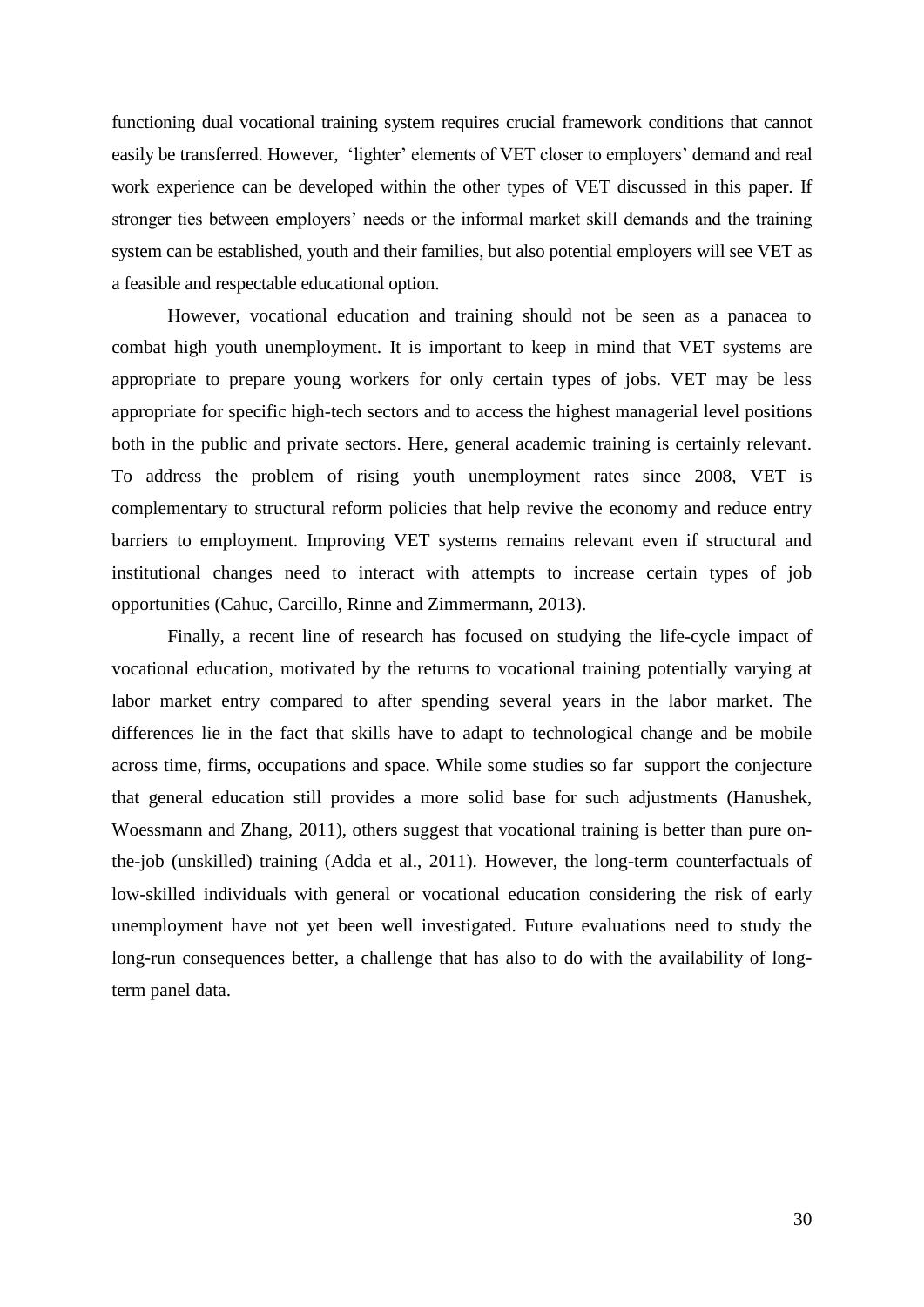functioning dual vocational training system requires crucial framework conditions that cannot easily be transferred. However, 'lighter' elements of VET closer to employers' demand and real work experience can be developed within the other types of VET discussed in this paper. If stronger ties between employers' needs or the informal market skill demands and the training system can be established, youth and their families, but also potential employers will see VET as a feasible and respectable educational option.

However, vocational education and training should not be seen as a panacea to combat high youth unemployment. It is important to keep in mind that VET systems are appropriate to prepare young workers for only certain types of jobs. VET may be less appropriate for specific high-tech sectors and to access the highest managerial level positions both in the public and private sectors. Here, general academic training is certainly relevant. To address the problem of rising youth unemployment rates since 2008, VET is complementary to structural reform policies that help revive the economy and reduce entry barriers to employment. Improving VET systems remains relevant even if structural and institutional changes need to interact with attempts to increase certain types of job opportunities (Cahuc, Carcillo, Rinne and Zimmermann, 2013).

Finally, a recent line of research has focused on studying the life-cycle impact of vocational education, motivated by the returns to vocational training potentially varying at labor market entry compared to after spending several years in the labor market. The differences lie in the fact that skills have to adapt to technological change and be mobile across time, firms, occupations and space. While some studies so far support the conjecture that general education still provides a more solid base for such adjustments (Hanushek, Woessmann and Zhang, 2011), others suggest that vocational training is better than pure on-the-job (unskilled) training (Adda et al., 2011). However, the long-term counterfactuals of low-skilled individuals with general or vocational education considering the risk of early unemployment have not yet been well investigated. Future evaluations need to study the long-run consequences better, a challenge that has also to do with the availability of long-term panel data.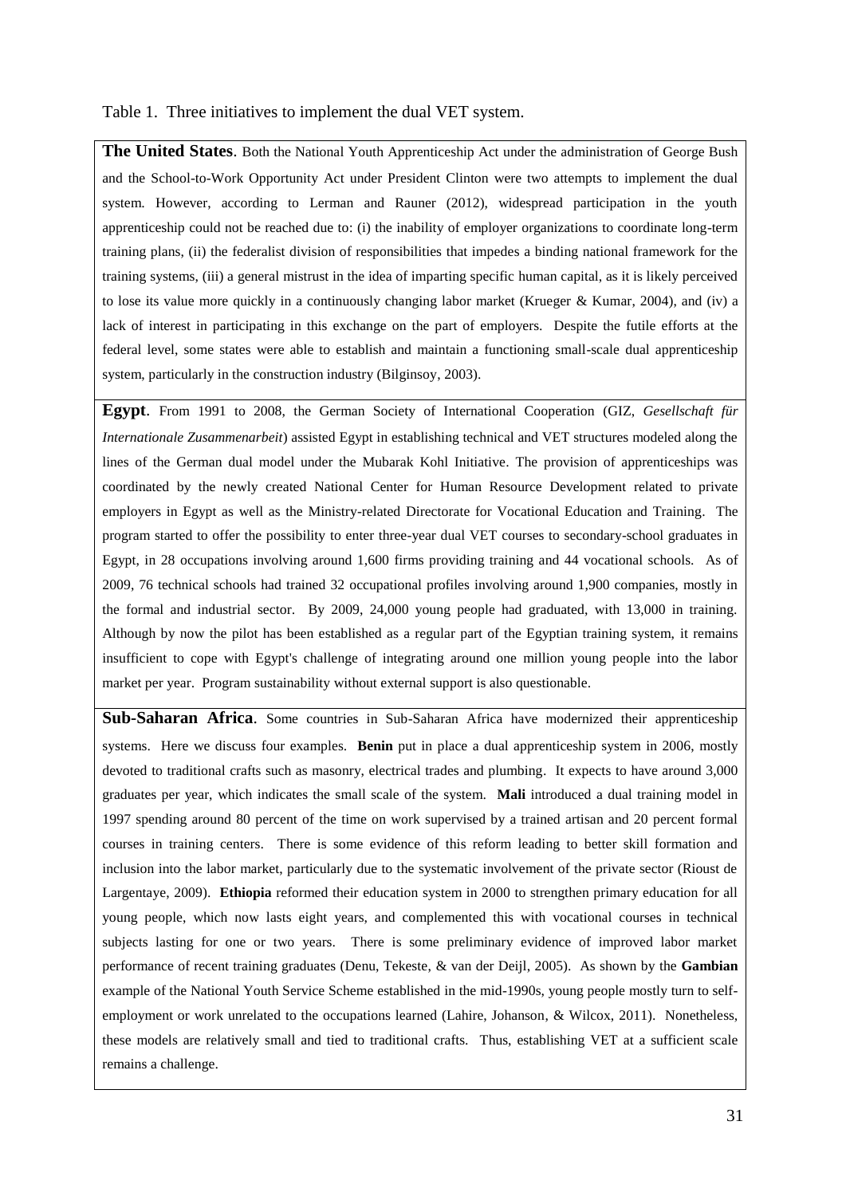Table 1. Three initiatives to implement the dual VET system.

**The United States**. Both the National Youth Apprenticeship Act under the administration of George Bush and the School-to-Work Opportunity Act under President Clinton were two attempts to implement the dual system. However, according to Lerman and Rauner (2012), widespread participation in the youth apprenticeship could not be reached due to: (i) the inability of employer organizations to coordinate long-term training plans, (ii) the federalist division of responsibilities that impedes a binding national framework for the training systems, (iii) a general mistrust in the idea of imparting specific human capital, as it is likely perceived to lose its value more quickly in a continuously changing labor market (Krueger & Kumar, 2004), and (iv) a lack of interest in participating in this exchange on the part of employers. Despite the futile efforts at the federal level, some states were able to establish and maintain a functioning small-scale dual apprenticeship system, particularly in the construction industry (Bilginsoy, 2003).

**Egypt**. From 1991 to 2008, the German Society of International Cooperation (GIZ, *Gesellschaft für Internationale Zusammenarbeit*) assisted Egypt in establishing technical and VET structures modeled along the lines of the German dual model under the Mubarak Kohl Initiative. The provision of apprenticeships was coordinated by the newly created National Center for Human Resource Development related to private employers in Egypt as well as the Ministry-related Directorate for Vocational Education and Training. The program started to offer the possibility to enter three-year dual VET courses to secondary-school graduates in Egypt, in 28 occupations involving around 1,600 firms providing training and 44 vocational schools. As of 2009, 76 technical schools had trained 32 occupational profiles involving around 1,900 companies, mostly in the formal and industrial sector. By 2009, 24,000 young people had graduated, with 13,000 in training. Although by now the pilot has been established as a regular part of the Egyptian training system, it remains insufficient to cope with Egypt's challenge of integrating around one million young people into the labor market per year. Program sustainability without external support is also questionable.

**Sub-Saharan Africa**. Some countries in Sub-Saharan Africa have modernized their apprenticeship systems. Here we discuss four examples. **Benin** put in place a dual apprenticeship system in 2006, mostly devoted to traditional crafts such as masonry, electrical trades and plumbing. It expects to have around 3,000 graduates per year, which indicates the small scale of the system. **Mali** introduced a dual training model in 1997 spending around 80 percent of the time on work supervised by a trained artisan and 20 percent formal courses in training centers. There is some evidence of this reform leading to better skill formation and inclusion into the labor market, particularly due to the systematic involvement of the private sector (Rioust de Largentaye, 2009). **Ethiopia** reformed their education system in 2000 to strengthen primary education for all young people, which now lasts eight years, and complemented this with vocational courses in technical subjects lasting for one or two years. There is some preliminary evidence of improved labor market performance of recent training graduates (Denu, Tekeste, & van der Deijl, 2005). As shown by the **Gambian** example of the National Youth Service Scheme established in the mid-1990s, young people mostly turn to self-employment or work unrelated to the occupations learned (Lahire, Johanson, & Wilcox, 2011). Nonetheless, these models are relatively small and tied to traditional crafts. Thus, establishing VET at a sufficient scale remains a challenge.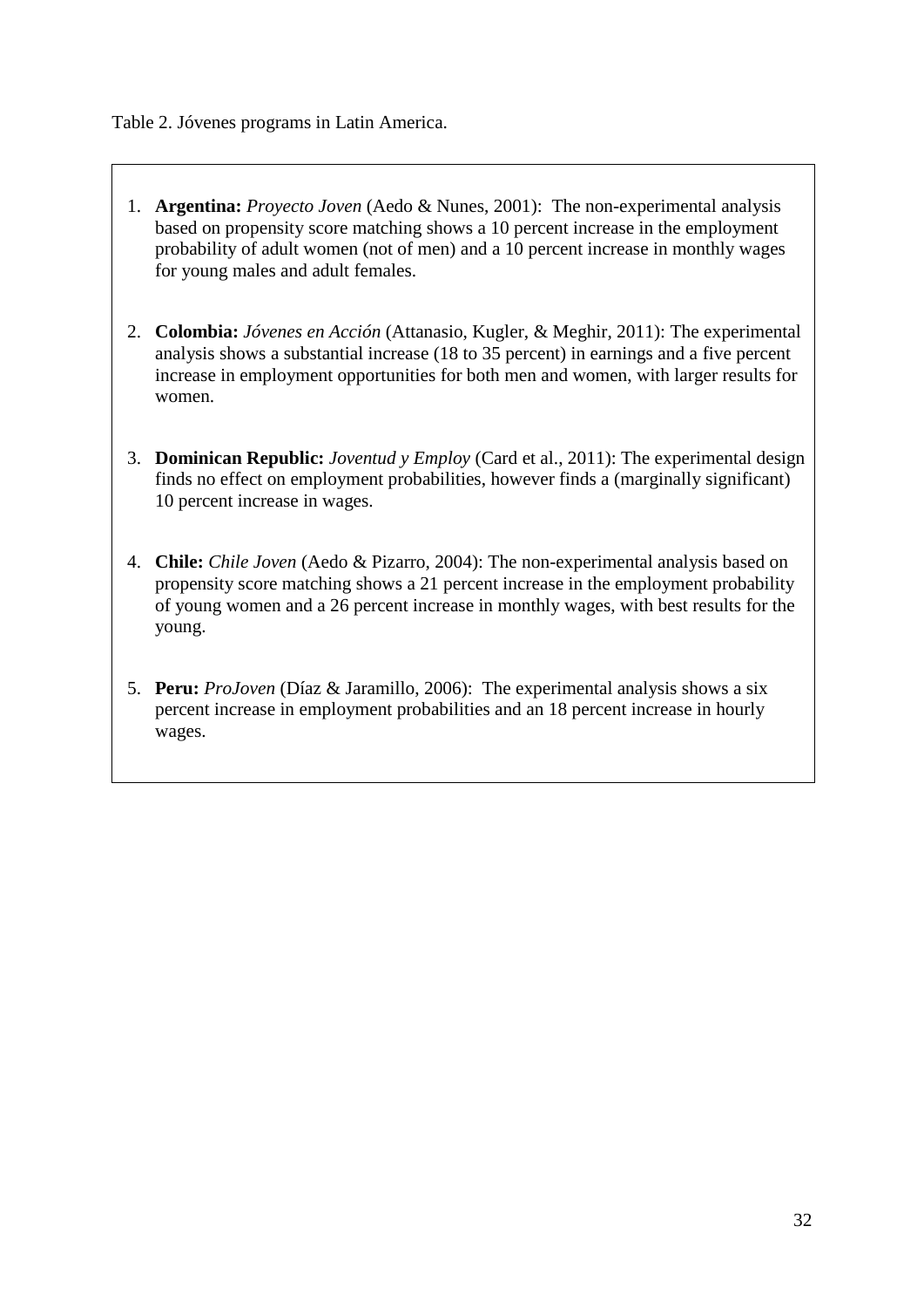Table 2. Jóvenes programs in Latin America.

1. **Argentina:** *Proyecto Joven* (Aedo & Nunes, 2001): The non-experimental analysis based on propensity score matching shows a 10 percent increase in the employment probability of adult women (not of men) and a 10 percent increase in monthly wages for young males and adult females.

2. **Colombia:** *Jóvenes en Acción* (Attanasio, Kugler, & Meghir, 2011): The experimental analysis shows a substantial increase (18 to 35 percent) in earnings and a five percent increase in employment opportunities for both men and women, with larger results for women.

3. **Dominican Republic:** *Joventud y Employ* (Card et al., 2011): The experimental design finds no effect on employment probabilities, however finds a (marginally significant) 10 percent increase in wages.

4. **Chile:** *Chile Joven* (Aedo & Pizarro, 2004): The non-experimental analysis based on propensity score matching shows a 21 percent increase in the employment probability of young women and a 26 percent increase in monthly wages, with best results for the young.

5. **Peru:** *ProJoven* (Díaz & Jaramillo, 2006): The experimental analysis shows a six percent increase in employment probabilities and an 18 percent increase in hourly wages.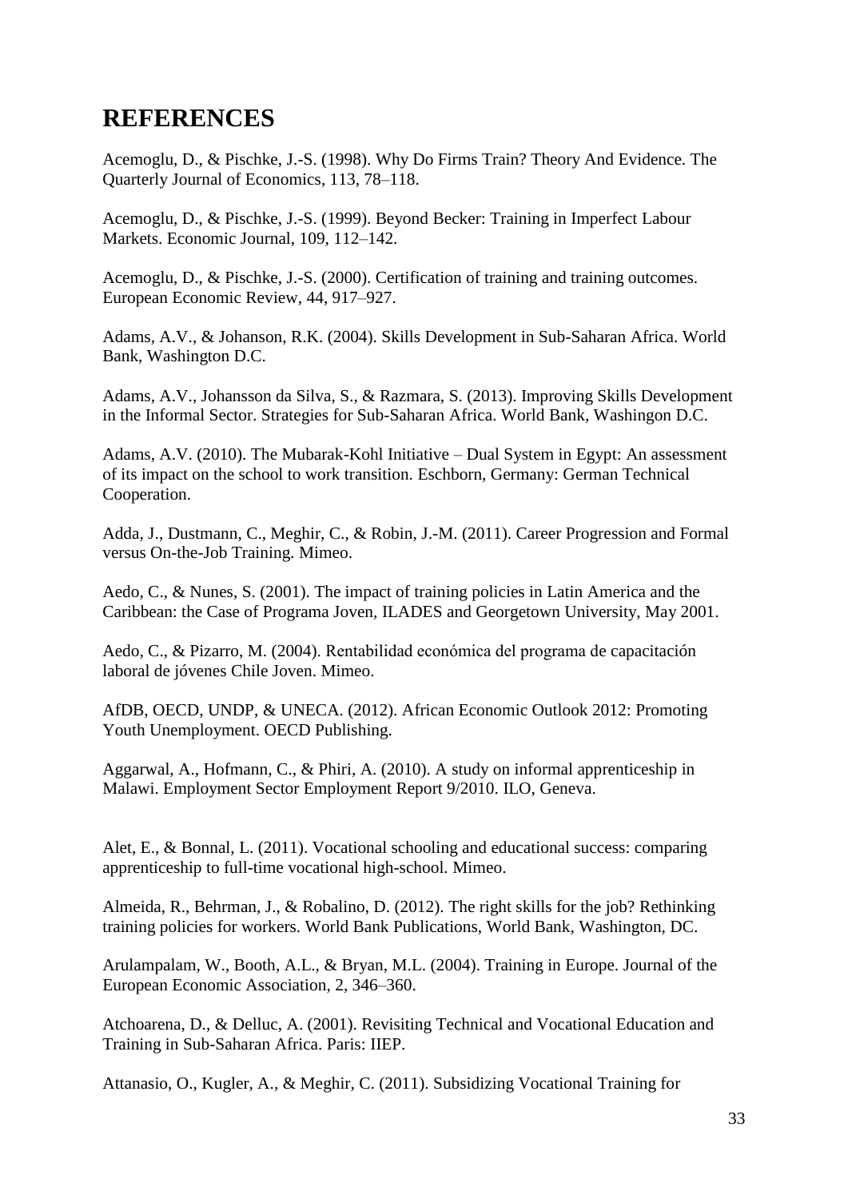# REFERENCES

Acemoglu, D., & Pischke, J.-S. (1998). Why Do Firms Train? Theory And Evidence. The Quarterly Journal of Economics, 113, 78–118.

Acemoglu, D., & Pischke, J.-S. (1999). Beyond Becker: Training in Imperfect Labour Markets. Economic Journal, 109, 112–142.

Acemoglu, D., & Pischke, J.-S. (2000). Certification of training and training outcomes. European Economic Review, 44, 917–927.

Adams, A.V., & Johanson, R.K. (2004). Skills Development in Sub-Saharan Africa. World Bank, Washington D.C.

Adams, A.V., Johansson da Silva, S., & Razmara, S. (2013). Improving Skills Development in the Informal Sector. Strategies for Sub-Saharan Africa. World Bank, Washingon D.C.

Adams, A.V. (2010). The Mubarak-Kohl Initiative – Dual System in Egypt: An assessment of its impact on the school to work transition. Eschborn, Germany: German Technical Cooperation.

Adda, J., Dustmann, C., Meghir, C., & Robin, J.-M. (2011). Career Progression and Formal versus On-the-Job Training. Mimeo.

Aedo, C., & Nunes, S. (2001). The impact of training policies in Latin America and the Caribbean: the Case of Programa Joven, ILADES and Georgetown University, May 2001.

Aedo, C., & Pizarro, M. (2004). Rentabilidad económica del programa de capacitación laboral de jóvenes Chile Joven. Mimeo.

AfDB, OECD, UNDP, & UNECA. (2012). African Economic Outlook 2012: Promoting Youth Unemployment. OECD Publishing.

Aggarwal, A., Hofmann, C., & Phiri, A. (2010). A study on informal apprenticeship in Malawi. Employment Sector Employment Report 9/2010. ILO, Geneva.

Alet, E., & Bonnal, L. (2011). Vocational schooling and educational success: comparing apprenticeship to full-time vocational high-school. Mimeo.

Almeida, R., Behrman, J., & Robalino, D. (2012). The right skills for the job? Rethinking training policies for workers. World Bank Publications, World Bank, Washington, DC.

Arulampalam, W., Booth, A.L., & Bryan, M.L. (2004). Training in Europe. Journal of the European Economic Association, 2, 346–360.

Atchoarena, D., & Delluc, A. (2001). Revisiting Technical and Vocational Education and Training in Sub-Saharan Africa. Paris: IIEP.

Attanasio, O., Kugler, A., & Meghir, C. (2011). Subsidizing Vocational Training for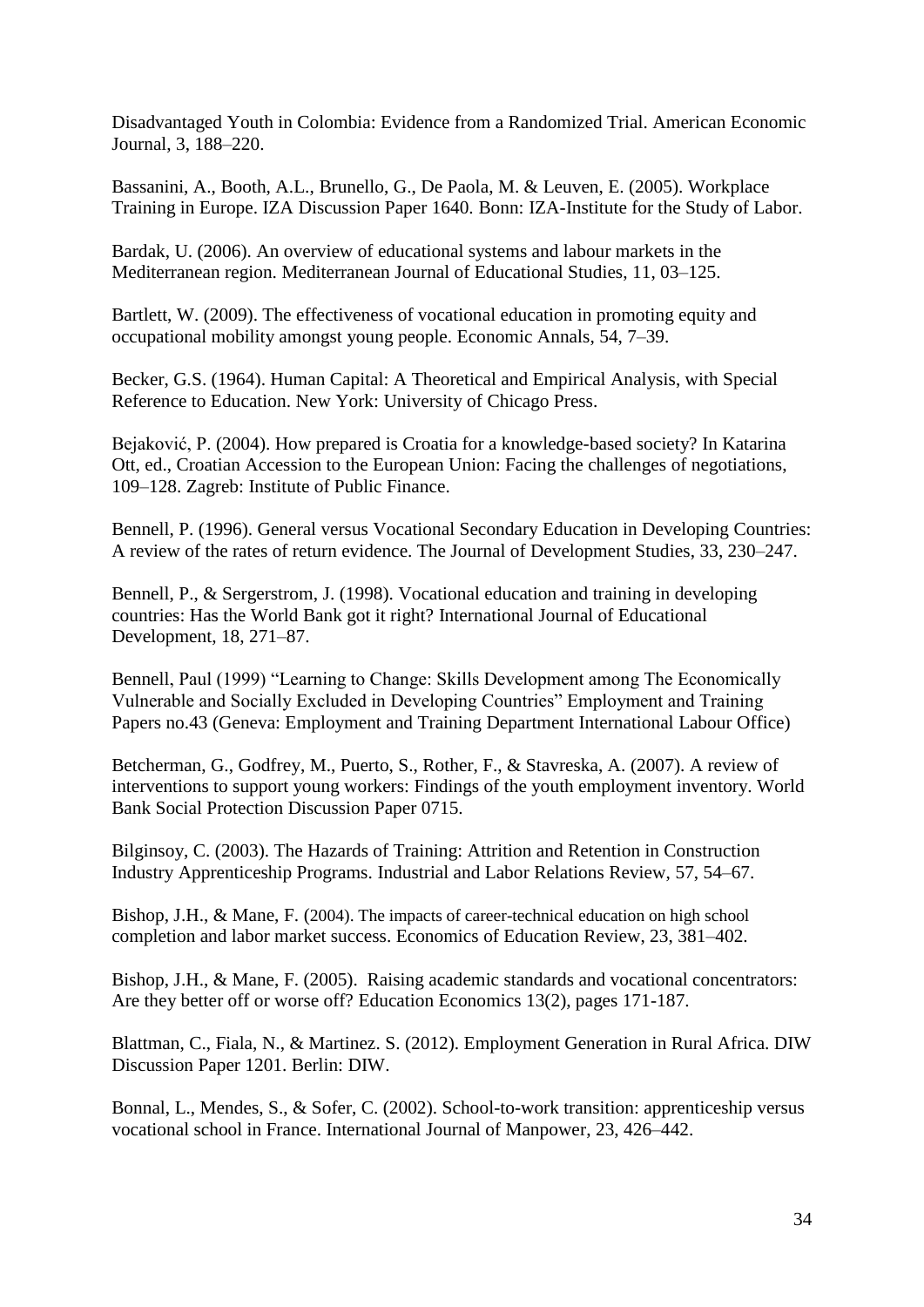Disadvantaged Youth in Colombia: Evidence from a Randomized Trial. American Economic Journal, 3, 188–220.

Bassanini, A., Booth, A.L., Brunello, G., De Paola, M. & Leuven, E. (2005). Workplace Training in Europe. IZA Discussion Paper 1640. Bonn: IZA-Institute for the Study of Labor.

Bardak, U. (2006). An overview of educational systems and labour markets in the Mediterranean region. Mediterranean Journal of Educational Studies, 11, 03–125.

Bartlett, W. (2009). The effectiveness of vocational education in promoting equity and occupational mobility amongst young people. Economic Annals, 54, 7–39.

Becker, G.S. (1964). Human Capital: A Theoretical and Empirical Analysis, with Special Reference to Education. New York: University of Chicago Press.

Bejaković, P. (2004). How prepared is Croatia for a knowledge-based society? In Katarina Ott, ed., Croatian Accession to the European Union: Facing the challenges of negotiations, 109–128. Zagreb: Institute of Public Finance.

Bennell, P. (1996). General versus Vocational Secondary Education in Developing Countries: A review of the rates of return evidence. The Journal of Development Studies, 33, 230–247.

Bennell, P., & Sergerstrom, J. (1998). Vocational education and training in developing countries: Has the World Bank got it right? International Journal of Educational Development, 18, 271–87.

Bennell, Paul (1999) "Learning to Change: Skills Development among The Economically Vulnerable and Socially Excluded in Developing Countries" Employment and Training Papers no.43 (Geneva: Employment and Training Department International Labour Office)

Betcherman, G., Godfrey, M., Puerto, S., Rother, F., & Stavreska, A. (2007). A review of interventions to support young workers: Findings of the youth employment inventory. World Bank Social Protection Discussion Paper 0715.

Bilginsoy, C. (2003). The Hazards of Training: Attrition and Retention in Construction Industry Apprenticeship Programs. Industrial and Labor Relations Review, 57, 54–67.

Bishop, J.H., & Mane, F. (2004). The impacts of career-technical education on high school completion and labor market success. Economics of Education Review, 23, 381–402.

Bishop, J.H., & Mane, F. (2005). Raising academic standards and vocational concentrators: Are they better off or worse off? Education Economics 13(2), pages 171-187.

Blattman, C., Fiala, N., & Martinez. S. (2012). Employment Generation in Rural Africa. DIW Discussion Paper 1201. Berlin: DIW.

Bonnal, L., Mendes, S., & Sofer, C. (2002). School-to-work transition: apprenticeship versus vocational school in France. International Journal of Manpower, 23, 426–442.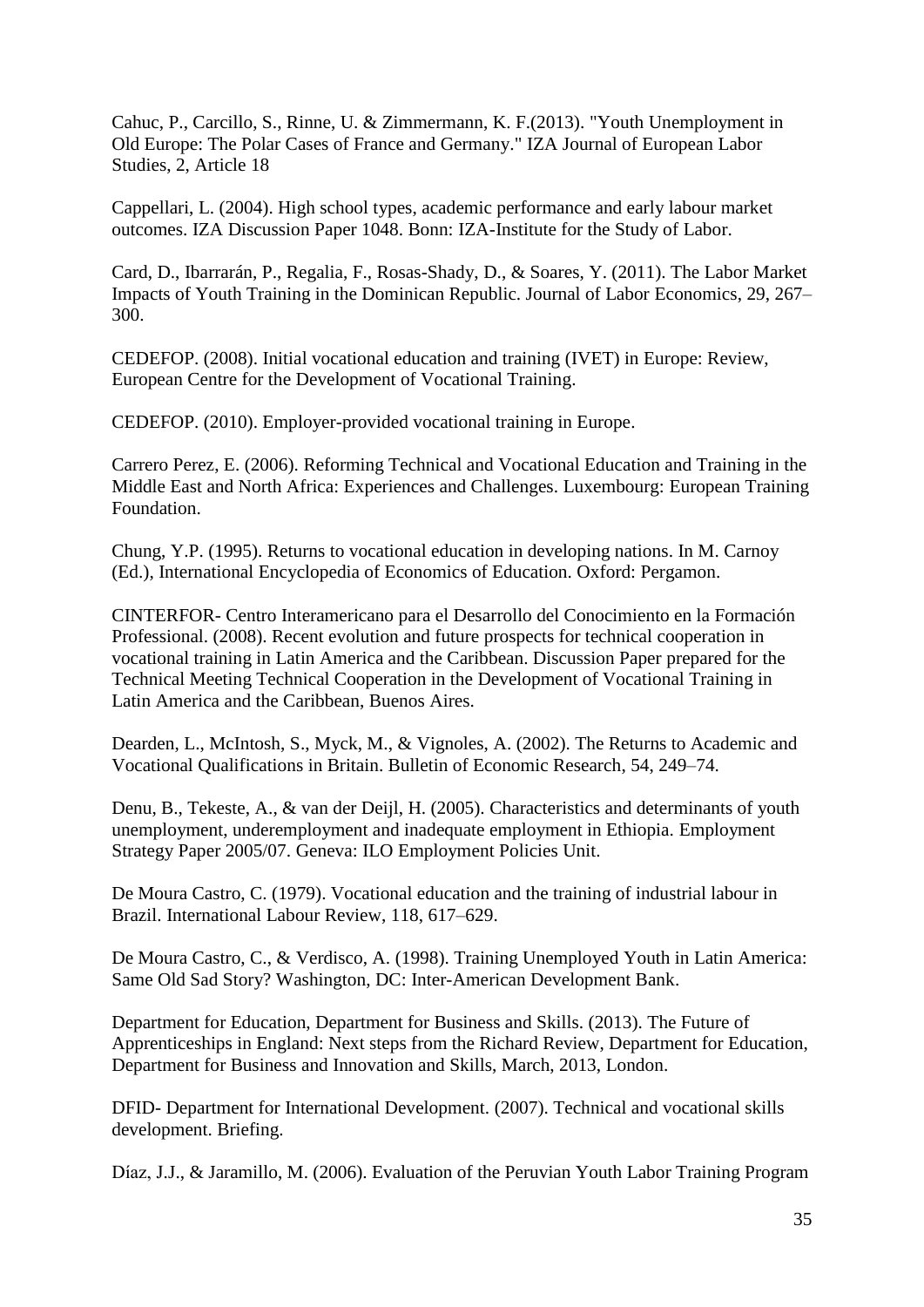Cahuc, P., Carcillo, S., Rinne, U. & Zimmermann, K. F.(2013). "Youth Unemployment in Old Europe: The Polar Cases of France and Germany." IZA Journal of European Labor Studies, 2, Article 18

Cappellari, L. (2004). High school types, academic performance and early labour market outcomes. IZA Discussion Paper 1048. Bonn: IZA-Institute for the Study of Labor.

Card, D., Ibarrarán, P., Regalia, F., Rosas-Shady, D., & Soares, Y. (2011). The Labor Market Impacts of Youth Training in the Dominican Republic. Journal of Labor Economics, 29, 267–300.

CEDEFOP. (2008). Initial vocational education and training (IVET) in Europe: Review, European Centre for the Development of Vocational Training.

CEDEFOP. (2010). Employer-provided vocational training in Europe.

Carrero Perez, E. (2006). Reforming Technical and Vocational Education and Training in the Middle East and North Africa: Experiences and Challenges. Luxembourg: European Training Foundation.

Chung, Y.P. (1995). Returns to vocational education in developing nations. In M. Carnoy (Ed.), International Encyclopedia of Economics of Education. Oxford: Pergamon.

CINTERFOR- Centro Interamericano para el Desarrollo del Conocimiento en la Formación Professional. (2008). Recent evolution and future prospects for technical cooperation in vocational training in Latin America and the Caribbean. Discussion Paper prepared for the Technical Meeting Technical Cooperation in the Development of Vocational Training in Latin America and the Caribbean, Buenos Aires.

Dearden, L., McIntosh, S., Myck, M., & Vignoles, A. (2002). The Returns to Academic and Vocational Qualifications in Britain. Bulletin of Economic Research, 54, 249–74.

Denu, B., Tekeste, A., & van der Deijl, H. (2005). Characteristics and determinants of youth unemployment, underemployment and inadequate employment in Ethiopia. Employment Strategy Paper 2005/07. Geneva: ILO Employment Policies Unit.

De Moura Castro, C. (1979). Vocational education and the training of industrial labour in Brazil. International Labour Review, 118, 617–629.

De Moura Castro, C., & Verdisco, A. (1998). Training Unemployed Youth in Latin America: Same Old Sad Story? Washington, DC: Inter-American Development Bank.

Department for Education, Department for Business and Skills. (2013). The Future of Apprenticeships in England: Next steps from the Richard Review, Department for Education, Department for Business and Innovation and Skills, March, 2013, London.

DFID- Department for International Development. (2007). Technical and vocational skills development. Briefing.

Díaz, J.J., & Jaramillo, M. (2006). Evaluation of the Peruvian Youth Labor Training Program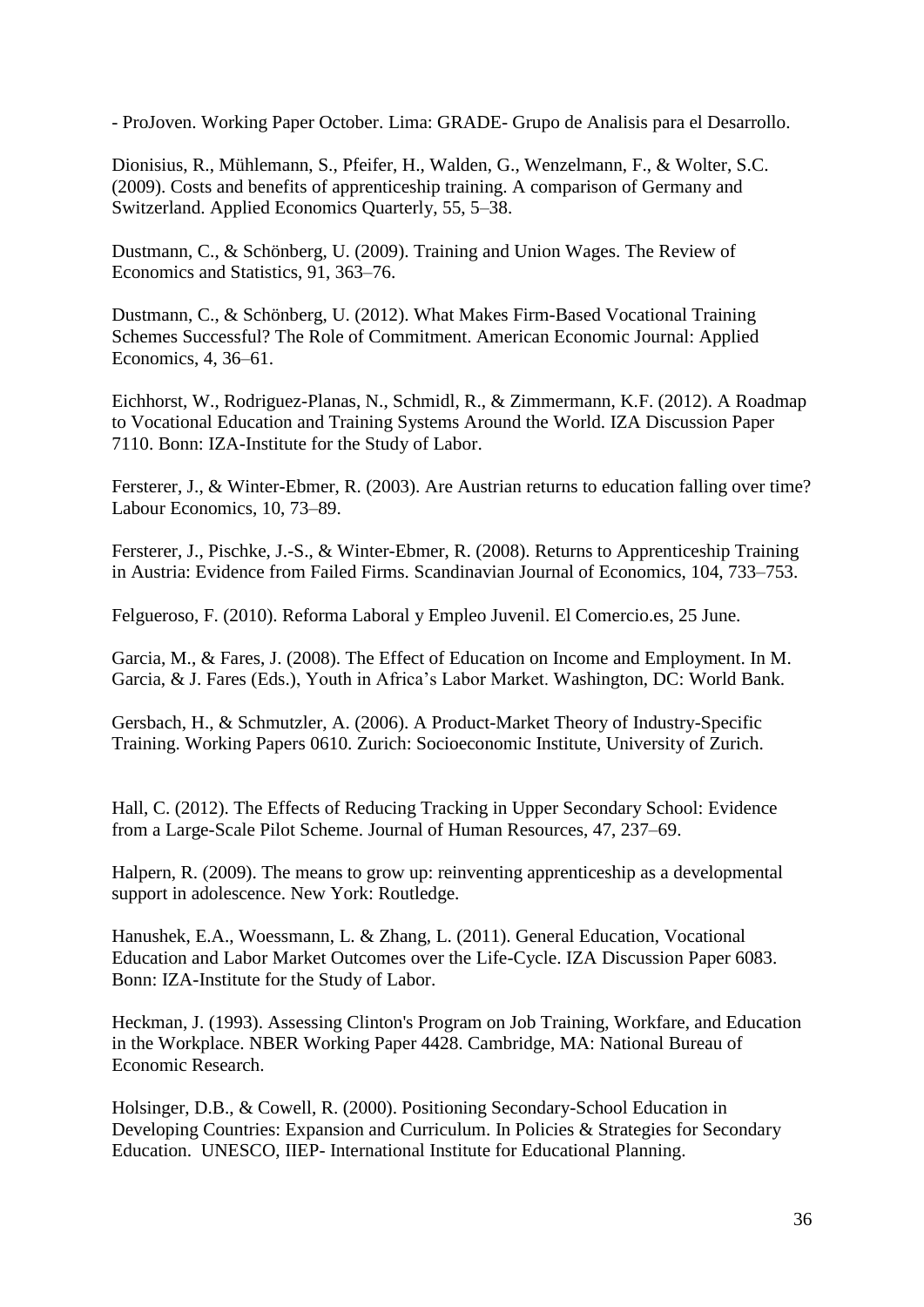- ProJoven. Working Paper October. Lima: GRADE- Grupo de Analisis para el Desarrollo.

Dionisius, R., Mühlemann, S., Pfeifer, H., Walden, G., Wenzelmann, F., & Wolter, S.C. (2009). Costs and benefits of apprenticeship training. A comparison of Germany and Switzerland. Applied Economics Quarterly, 55, 5–38.

Dustmann, C., & Schönberg, U. (2009). Training and Union Wages. The Review of Economics and Statistics, 91, 363–76.

Dustmann, C., & Schönberg, U. (2012). What Makes Firm-Based Vocational Training Schemes Successful? The Role of Commitment. American Economic Journal: Applied Economics, 4, 36–61.

Eichhorst, W., Rodriguez-Planas, N., Schmidl, R., & Zimmermann, K.F. (2012). A Roadmap to Vocational Education and Training Systems Around the World. IZA Discussion Paper 7110. Bonn: IZA-Institute for the Study of Labor.

Fersterer, J., & Winter-Ebmer, R. (2003). Are Austrian returns to education falling over time? Labour Economics, 10, 73–89.

Fersterer, J., Pischke, J.-S., & Winter-Ebmer, R. (2008). Returns to Apprenticeship Training in Austria: Evidence from Failed Firms. Scandinavian Journal of Economics, 104, 733–753.

Felgueroso, F. (2010). Reforma Laboral y Empleo Juvenil. El Comercio.es, 25 June.

Garcia, M., & Fares, J. (2008). The Effect of Education on Income and Employment. In M. Garcia, & J. Fares (Eds.), Youth in Africa's Labor Market. Washington, DC: World Bank.

Gersbach, H., & Schmutzler, A. (2006). A Product-Market Theory of Industry-Specific Training. Working Papers 0610. Zurich: Socioeconomic Institute, University of Zurich.

Hall, C. (2012). The Effects of Reducing Tracking in Upper Secondary School: Evidence from a Large-Scale Pilot Scheme. Journal of Human Resources, 47, 237–69.

Halpern, R. (2009). The means to grow up: reinventing apprenticeship as a developmental support in adolescence. New York: Routledge.

Hanushek, E.A., Woessmann, L. & Zhang, L. (2011). General Education, Vocational Education and Labor Market Outcomes over the Life-Cycle. IZA Discussion Paper 6083. Bonn: IZA-Institute for the Study of Labor.

Heckman, J. (1993). Assessing Clinton's Program on Job Training, Workfare, and Education in the Workplace. NBER Working Paper 4428. Cambridge, MA: National Bureau of Economic Research.

Holsinger, D.B., & Cowell, R. (2000). Positioning Secondary-School Education in Developing Countries: Expansion and Curriculum. In Policies & Strategies for Secondary Education. UNESCO, IIEP- International Institute for Educational Planning.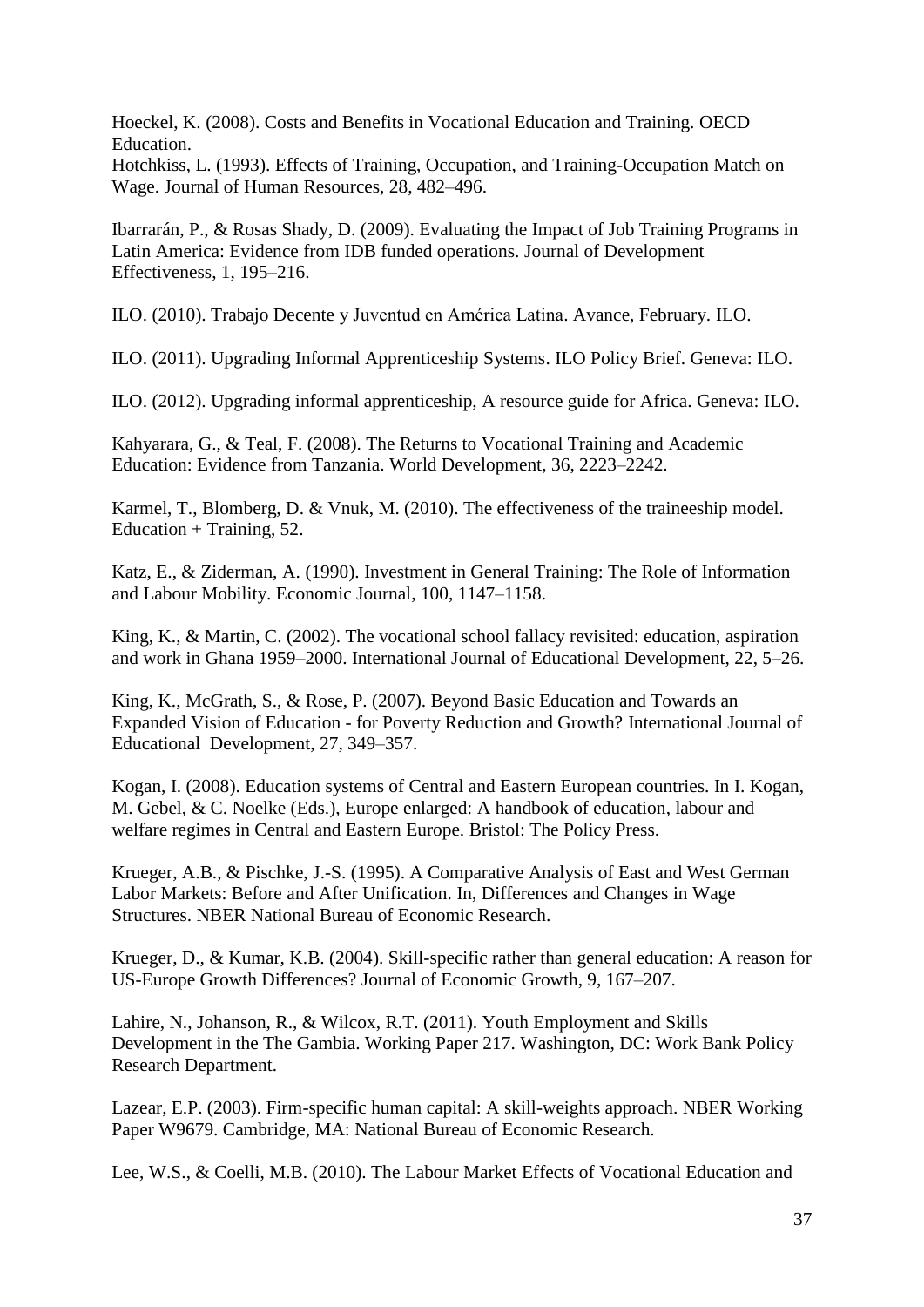Hoeckel, K. (2008). Costs and Benefits in Vocational Education and Training. OECD Education.
Hotchkiss, L. (1993). Effects of Training, Occupation, and Training-Occupation Match on Wage. Journal of Human Resources, 28, 482–496.

Ibarrarán, P., & Rosas Shady, D. (2009). Evaluating the Impact of Job Training Programs in Latin America: Evidence from IDB funded operations. Journal of Development Effectiveness, 1, 195–216.

ILO. (2010). Trabajo Decente y Juventud en América Latina. Avance, February. ILO.

ILO. (2011). Upgrading Informal Apprenticeship Systems. ILO Policy Brief. Geneva: ILO.

ILO. (2012). Upgrading informal apprenticeship, A resource guide for Africa. Geneva: ILO.

Kahyarara, G., & Teal, F. (2008). The Returns to Vocational Training and Academic Education: Evidence from Tanzania. World Development, 36, 2223–2242.

Karmel, T., Blomberg, D. & Vnuk, M. (2010). The effectiveness of the traineeship model. Education + Training, 52.

Katz, E., & Ziderman, A. (1990). Investment in General Training: The Role of Information and Labour Mobility. Economic Journal, 100, 1147–1158.

King, K., & Martin, C. (2002). The vocational school fallacy revisited: education, aspiration and work in Ghana 1959–2000. International Journal of Educational Development, 22, 5–26.

King, K., McGrath, S., & Rose, P. (2007). Beyond Basic Education and Towards an Expanded Vision of Education - for Poverty Reduction and Growth? International Journal of Educational Development, 27, 349–357.

Kogan, I. (2008). Education systems of Central and Eastern European countries. In I. Kogan, M. Gebel, & C. Noelke (Eds.), Europe enlarged: A handbook of education, labour and welfare regimes in Central and Eastern Europe. Bristol: The Policy Press.

Krueger, A.B., & Pischke, J.-S. (1995). A Comparative Analysis of East and West German Labor Markets: Before and After Unification. In, Differences and Changes in Wage Structures. NBER National Bureau of Economic Research.

Krueger, D., & Kumar, K.B. (2004). Skill-specific rather than general education: A reason for US-Europe Growth Differences? Journal of Economic Growth, 9, 167–207.

Lahire, N., Johanson, R., & Wilcox, R.T. (2011). Youth Employment and Skills Development in the The Gambia. Working Paper 217. Washington, DC: Work Bank Policy Research Department.

Lazear, E.P. (2003). Firm-specific human capital: A skill-weights approach. NBER Working Paper W9679. Cambridge, MA: National Bureau of Economic Research.

Lee, W.S., & Coelli, M.B. (2010). The Labour Market Effects of Vocational Education and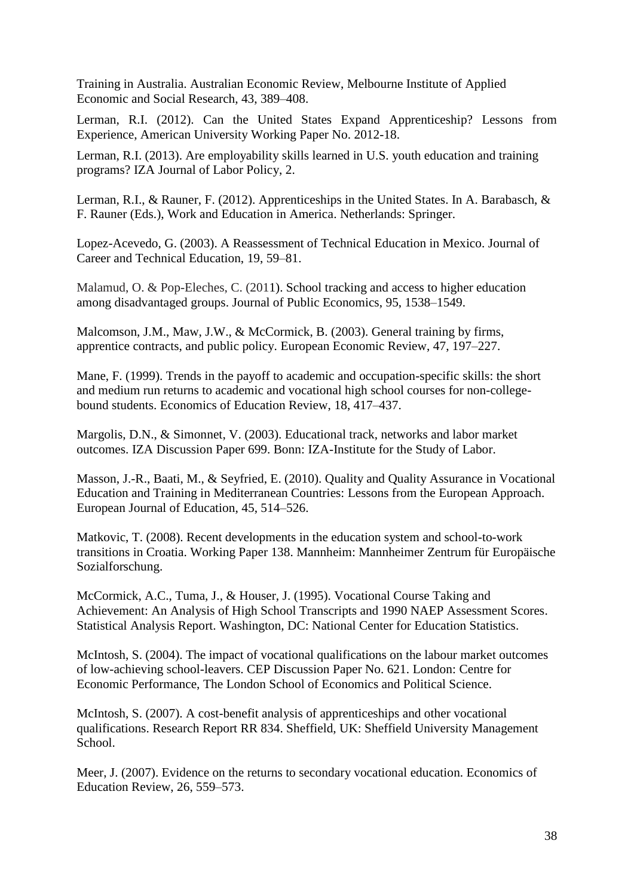Training in Australia. Australian Economic Review, Melbourne Institute of Applied Economic and Social Research, 43, 389–408.

Lerman, R.I. (2012). Can the United States Expand Apprenticeship? Lessons from Experience, American University Working Paper No. 2012-18.

Lerman, R.I. (2013). Are employability skills learned in U.S. youth education and training programs? IZA Journal of Labor Policy, 2.

Lerman, R.I., & Rauner, F. (2012). Apprenticeships in the United States. In A. Barabasch, & F. Rauner (Eds.), Work and Education in America. Netherlands: Springer.

Lopez-Acevedo, G. (2003). A Reassessment of Technical Education in Mexico. Journal of Career and Technical Education, 19, 59–81.

Malamud, O. & Pop-Eleches, C. (2011). School tracking and access to higher education among disadvantaged groups. Journal of Public Economics, 95, 1538–1549.

Malcomson, J.M., Maw, J.W., & McCormick, B. (2003). General training by firms, apprentice contracts, and public policy. European Economic Review, 47, 197–227.

Mane, F. (1999). Trends in the payoff to academic and occupation-specific skills: the short and medium run returns to academic and vocational high school courses for non-college-bound students. Economics of Education Review, 18, 417–437.

Margolis, D.N., & Simonnet, V. (2003). Educational track, networks and labor market outcomes. IZA Discussion Paper 699. Bonn: IZA-Institute for the Study of Labor.

Masson, J.-R., Baati, M., & Seyfried, E. (2010). Quality and Quality Assurance in Vocational Education and Training in Mediterranean Countries: Lessons from the European Approach. European Journal of Education, 45, 514–526.

Matkovic, T. (2008). Recent developments in the education system and school-to-work transitions in Croatia. Working Paper 138. Mannheim: Mannheimer Zentrum für Europäische Sozialforschung.

McCormick, A.C., Tuma, J., & Houser, J. (1995). Vocational Course Taking and Achievement: An Analysis of High School Transcripts and 1990 NAEP Assessment Scores. Statistical Analysis Report. Washington, DC: National Center for Education Statistics.

McIntosh, S. (2004). The impact of vocational qualifications on the labour market outcomes of low-achieving school-leavers. CEP Discussion Paper No. 621. London: Centre for Economic Performance, The London School of Economics and Political Science.

McIntosh, S. (2007). A cost-benefit analysis of apprenticeships and other vocational qualifications. Research Report RR 834. Sheffield, UK: Sheffield University Management School.

Meer, J. (2007). Evidence on the returns to secondary vocational education. Economics of Education Review, 26, 559–573.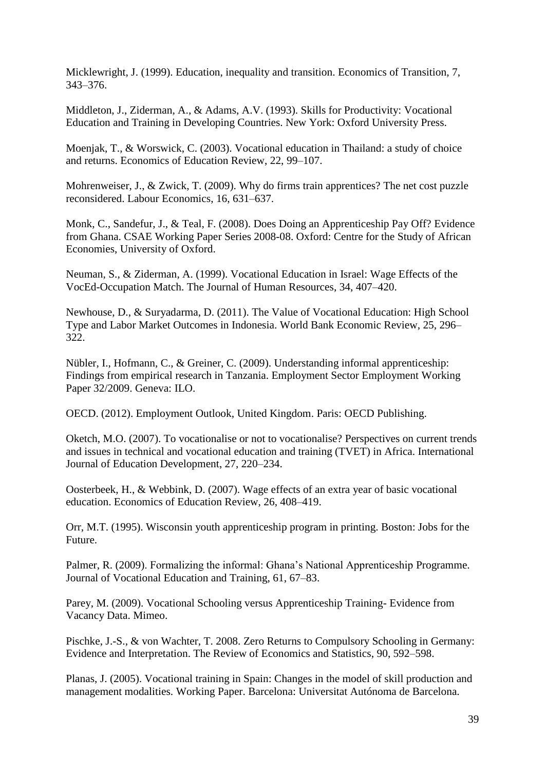Micklewright, J. (1999). Education, inequality and transition. Economics of Transition, 7, 343–376.

Middleton, J., Ziderman, A., & Adams, A.V. (1993). Skills for Productivity: Vocational Education and Training in Developing Countries. New York: Oxford University Press.

Moenjak, T., & Worswick, C. (2003). Vocational education in Thailand: a study of choice and returns. Economics of Education Review, 22, 99–107.

Mohrenweiser, J., & Zwick, T. (2009). Why do firms train apprentices? The net cost puzzle reconsidered. Labour Economics, 16, 631–637.

Monk, C., Sandefur, J., & Teal, F. (2008). Does Doing an Apprenticeship Pay Off? Evidence from Ghana. CSAE Working Paper Series 2008-08. Oxford: Centre for the Study of African Economies, University of Oxford.

Neuman, S., & Ziderman, A. (1999). Vocational Education in Israel: Wage Effects of the VocEd-Occupation Match. The Journal of Human Resources, 34, 407–420.

Newhouse, D., & Suryadarma, D. (2011). The Value of Vocational Education: High School Type and Labor Market Outcomes in Indonesia. World Bank Economic Review, 25, 296–322.

Nübler, I., Hofmann, C., & Greiner, C. (2009). Understanding informal apprenticeship: Findings from empirical research in Tanzania. Employment Sector Employment Working Paper 32/2009. Geneva: ILO.

OECD. (2012). Employment Outlook, United Kingdom. Paris: OECD Publishing.

Oketch, M.O. (2007). To vocationalise or not to vocationalise? Perspectives on current trends and issues in technical and vocational education and training (TVET) in Africa. International Journal of Education Development, 27, 220–234.

Oosterbeek, H., & Webbink, D. (2007). Wage effects of an extra year of basic vocational education. Economics of Education Review, 26, 408–419.

Orr, M.T. (1995). Wisconsin youth apprenticeship program in printing. Boston: Jobs for the Future.

Palmer, R. (2009). Formalizing the informal: Ghana's National Apprenticeship Programme. Journal of Vocational Education and Training, 61, 67–83.

Parey, M. (2009). Vocational Schooling versus Apprenticeship Training- Evidence from Vacancy Data. Mimeo.

Pischke, J.-S., & von Wachter, T. 2008. Zero Returns to Compulsory Schooling in Germany: Evidence and Interpretation. The Review of Economics and Statistics, 90, 592–598.

Planas, J. (2005). Vocational training in Spain: Changes in the model of skill production and management modalities. Working Paper. Barcelona: Universitat Autónoma de Barcelona.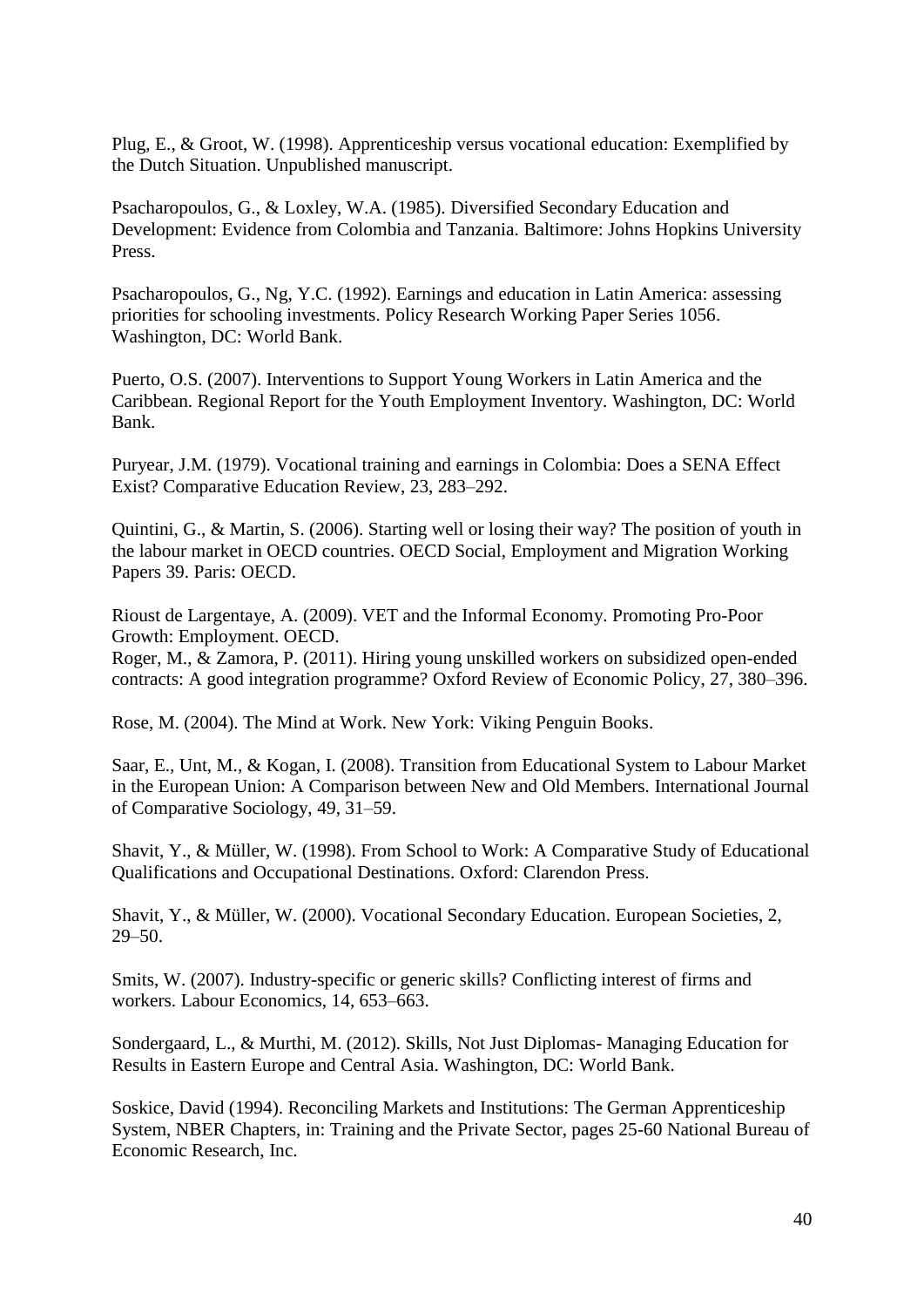Plug, E., & Groot, W. (1998). Apprenticeship versus vocational education: Exemplified by the Dutch Situation. Unpublished manuscript.

Psacharopoulos, G., & Loxley, W.A. (1985). Diversified Secondary Education and Development: Evidence from Colombia and Tanzania. Baltimore: Johns Hopkins University Press.

Psacharopoulos, G., Ng, Y.C. (1992). Earnings and education in Latin America: assessing priorities for schooling investments. Policy Research Working Paper Series 1056. Washington, DC: World Bank.

Puerto, O.S. (2007). Interventions to Support Young Workers in Latin America and the Caribbean. Regional Report for the Youth Employment Inventory. Washington, DC: World Bank.

Puryear, J.M. (1979). Vocational training and earnings in Colombia: Does a SENA Effect Exist? Comparative Education Review, 23, 283–292.

Quintini, G., & Martin, S. (2006). Starting well or losing their way? The position of youth in the labour market in OECD countries. OECD Social, Employment and Migration Working Papers 39. Paris: OECD.

Rioust de Largentaye, A. (2009). VET and the Informal Economy. Promoting Pro-Poor Growth: Employment. OECD.
Roger, M., & Zamora, P. (2011). Hiring young unskilled workers on subsidized open-ended contracts: A good integration programme? Oxford Review of Economic Policy, 27, 380–396.

Rose, M. (2004). The Mind at Work. New York: Viking Penguin Books.

Saar, E., Unt, M., & Kogan, I. (2008). Transition from Educational System to Labour Market in the European Union: A Comparison between New and Old Members. International Journal of Comparative Sociology, 49, 31–59.

Shavit, Y., & Müller, W. (1998). From School to Work: A Comparative Study of Educational Qualifications and Occupational Destinations. Oxford: Clarendon Press.

Shavit, Y., & Müller, W. (2000). Vocational Secondary Education. European Societies, 2, 29–50.

Smits, W. (2007). Industry-specific or generic skills? Conflicting interest of firms and workers. Labour Economics, 14, 653–663.

Sondergaard, L., & Murthi, M. (2012). Skills, Not Just Diplomas- Managing Education for Results in Eastern Europe and Central Asia. Washington, DC: World Bank.

Soskice, David (1994). Reconciling Markets and Institutions: The German Apprenticeship System, NBER Chapters, in: Training and the Private Sector, pages 25-60 National Bureau of Economic Research, Inc.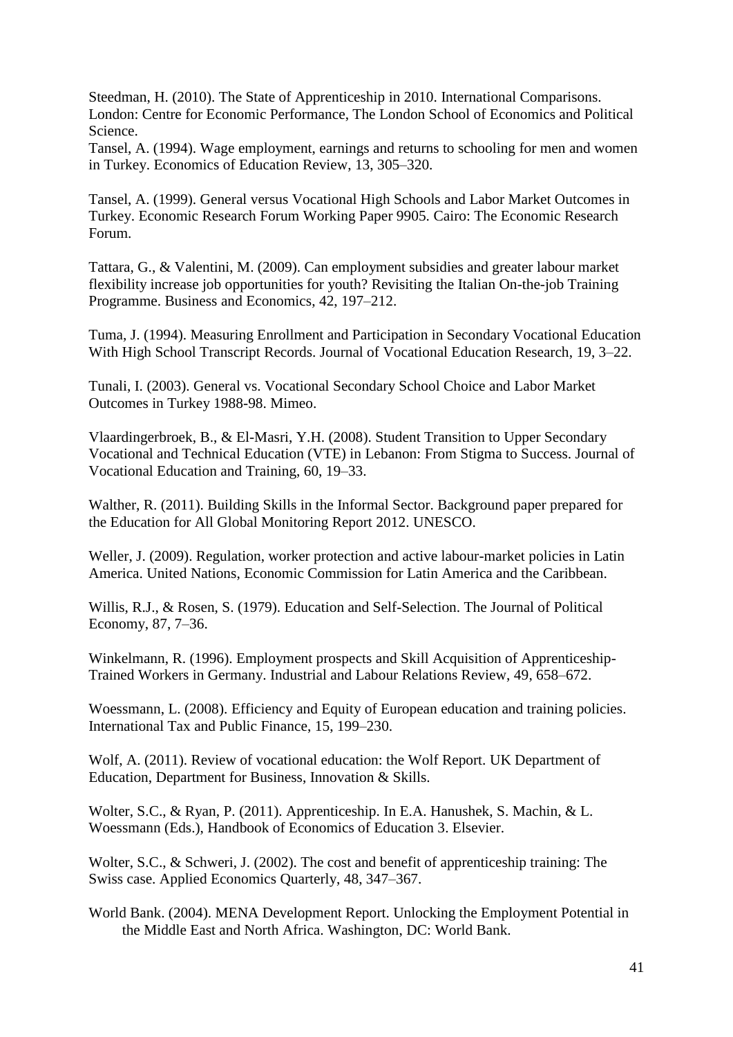Steedman, H. (2010). The State of Apprenticeship in 2010. International Comparisons. London: Centre for Economic Performance, The London School of Economics and Political Science.

Tansel, A. (1994). Wage employment, earnings and returns to schooling for men and women in Turkey. Economics of Education Review, 13, 305–320.

Tansel, A. (1999). General versus Vocational High Schools and Labor Market Outcomes in Turkey. Economic Research Forum Working Paper 9905. Cairo: The Economic Research Forum.

Tattara, G., & Valentini, M. (2009). Can employment subsidies and greater labour market flexibility increase job opportunities for youth? Revisiting the Italian On-the-job Training Programme. Business and Economics, 42, 197–212.

Tuma, J. (1994). Measuring Enrollment and Participation in Secondary Vocational Education With High School Transcript Records. Journal of Vocational Education Research, 19, 3–22.

Tunali, I. (2003). General vs. Vocational Secondary School Choice and Labor Market Outcomes in Turkey 1988-98. Mimeo.

Vlaardingerbroek, B., & El-Masri, Y.H. (2008). Student Transition to Upper Secondary Vocational and Technical Education (VTE) in Lebanon: From Stigma to Success. Journal of Vocational Education and Training, 60, 19–33.

Walther, R. (2011). Building Skills in the Informal Sector. Background paper prepared for the Education for All Global Monitoring Report 2012. UNESCO.

Weller, J. (2009). Regulation, worker protection and active labour-market policies in Latin America. United Nations, Economic Commission for Latin America and the Caribbean.

Willis, R.J., & Rosen, S. (1979). Education and Self-Selection. The Journal of Political Economy, 87, 7–36.

Winkelmann, R. (1996). Employment prospects and Skill Acquisition of Apprenticeship-Trained Workers in Germany. Industrial and Labour Relations Review, 49, 658–672.

Woessmann, L. (2008). Efficiency and Equity of European education and training policies. International Tax and Public Finance, 15, 199–230.

Wolf, A. (2011). Review of vocational education: the Wolf Report. UK Department of Education, Department for Business, Innovation & Skills.

Wolter, S.C., & Ryan, P. (2011). Apprenticeship. In E.A. Hanushek, S. Machin, & L. Woessmann (Eds.), Handbook of Economics of Education 3. Elsevier.

Wolter, S.C., & Schweri, J. (2002). The cost and benefit of apprenticeship training: The Swiss case. Applied Economics Quarterly, 48, 347–367.

World Bank. (2004). MENA Development Report. Unlocking the Employment Potential in the Middle East and North Africa. Washington, DC: World Bank.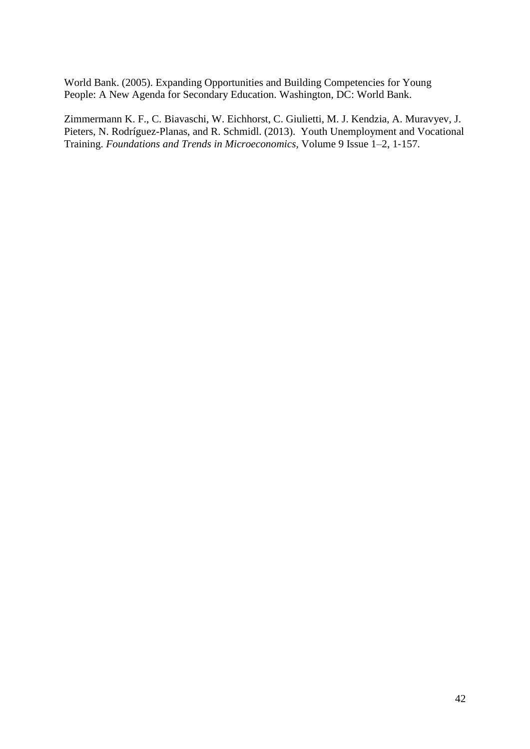World Bank. (2005). Expanding Opportunities and Building Competencies for Young People: A New Agenda for Secondary Education. Washington, DC: World Bank.

Zimmermann K. F., C. Biavaschi, W. Eichhorst, C. Giulietti, M. J. Kendzia, A. Muravyev, J. Pieters, N. Rodríguez-Planas, and R. Schmidl. (2013). Youth Unemployment and Vocational Training. *Foundations and Trends in Microeconomics,* Volume 9 Issue 1–2, 1-157.